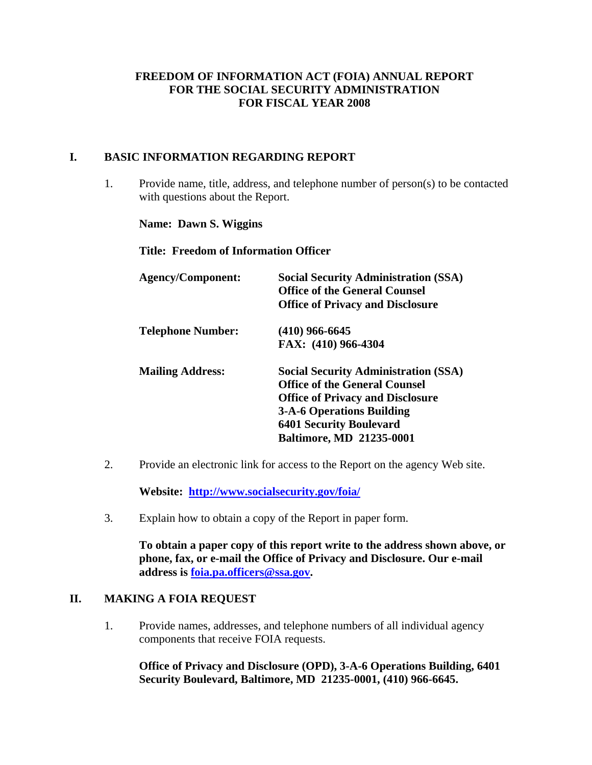# FREEDOM OF INFORMATION ACT (FOIA) ANNUAL REPORT FOR THE SOCIAL SECURITY ADMINISTRATION FOR FISCAL YEAR 2008

## I. BASIC INFORMATION REGARDING REPORT

1. Provide name, title, address, and telephone number of person(s) to be contacted with questions about the Report.

   **Name: Dawn S. Wiggins**

   **Title: Freedom of Information Officer**

   | | |
   |---|---|
   | **Agency/Component:** | **Social Security Administration (SSA)**<br>**Office of the General Counsel**<br>**Office of Privacy and Disclosure** |
   | **Telephone Number:** | **(410) 966-6645**<br>**FAX: (410) 966-4304** |
   | **Mailing Address:** | **Social Security Administration (SSA)**<br>**Office of the General Counsel**<br>**Office of Privacy and Disclosure**<br>**3-A-6 Operations Building**<br>**6401 Security Boulevard**<br>**Baltimore, MD 21235-0001** |

2. Provide an electronic link for access to the Report on the agency Web site.

   **Website: http://www.socialsecurity.gov/foia/**

3. Explain how to obtain a copy of the Report in paper form.

   **To obtain a paper copy of this report write to the address shown above, or phone, fax, or e-mail the Office of Privacy and Disclosure. Our e-mail address is foia.pa.officers@ssa.gov.**

## II. MAKING A FOIA REQUEST

1. Provide names, addresses, and telephone numbers of all individual agency components that receive FOIA requests.

   **Office of Privacy and Disclosure (OPD), 3-A-6 Operations Building, 6401 Security Boulevard, Baltimore, MD 21235-0001, (410) 966-6645.**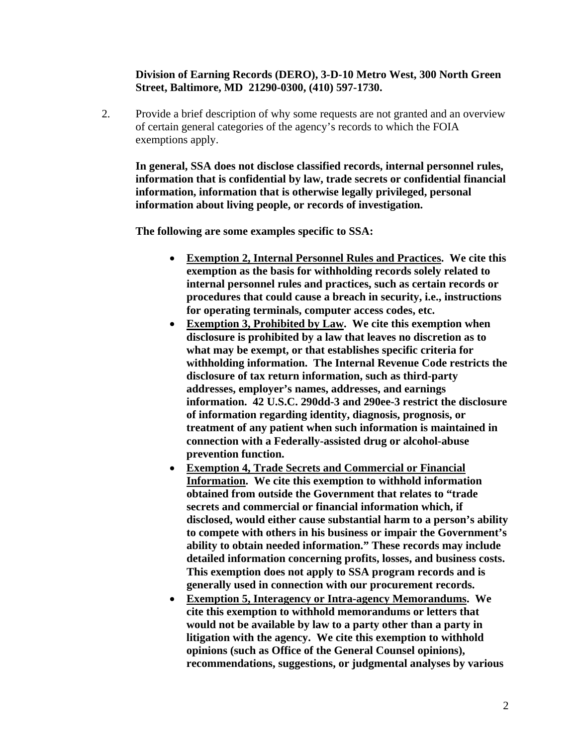**Division of Earning Records (DERO), 3-D-10 Metro West, 300 North Green Street, Baltimore, MD 21290-0300, (410) 597-1730.**

2. Provide a brief description of why some requests are not granted and an overview of certain general categories of the agency's records to which the FOIA exemptions apply.

   **In general, SSA does not disclose classified records, internal personnel rules, information that is confidential by law, trade secrets or confidential financial information, information that is otherwise legally privileged, personal information about living people, or records of investigation.**

   **The following are some examples specific to SSA:**

   - **<u>Exemption 2, Internal Personnel Rules and Practices</u>. We cite this exemption as the basis for withholding records solely related to internal personnel rules and practices, such as certain records or procedures that could cause a breach in security, i.e., instructions for operating terminals, computer access codes, etc.**
   - **<u>Exemption 3, Prohibited by Law</u>. We cite this exemption when disclosure is prohibited by a law that leaves no discretion as to what may be exempt, or that establishes specific criteria for withholding information. The Internal Revenue Code restricts the disclosure of tax return information, such as third-party addresses, employer's names, addresses, and earnings information. 42 U.S.C. 290dd-3 and 290ee-3 restrict the disclosure of information regarding identity, diagnosis, prognosis, or treatment of any patient when such information is maintained in connection with a Federally-assisted drug or alcohol-abuse prevention function.**
   - **<u>Exemption 4, Trade Secrets and Commercial or Financial Information</u>. We cite this exemption to withhold information obtained from outside the Government that relates to "trade secrets and commercial or financial information which, if disclosed, would either cause substantial harm to a person's ability to compete with others in his business or impair the Government's ability to obtain needed information." These records may include detailed information concerning profits, losses, and business costs. This exemption does not apply to SSA program records and is generally used in connection with our procurement records.**
   - **<u>Exemption 5, Interagency or Intra-agency Memorandums</u>. We cite this exemption to withhold memorandums or letters that would not be available by law to a party other than a party in litigation with the agency. We cite this exemption to withhold opinions (such as Office of the General Counsel opinions), recommendations, suggestions, or judgmental analyses by various**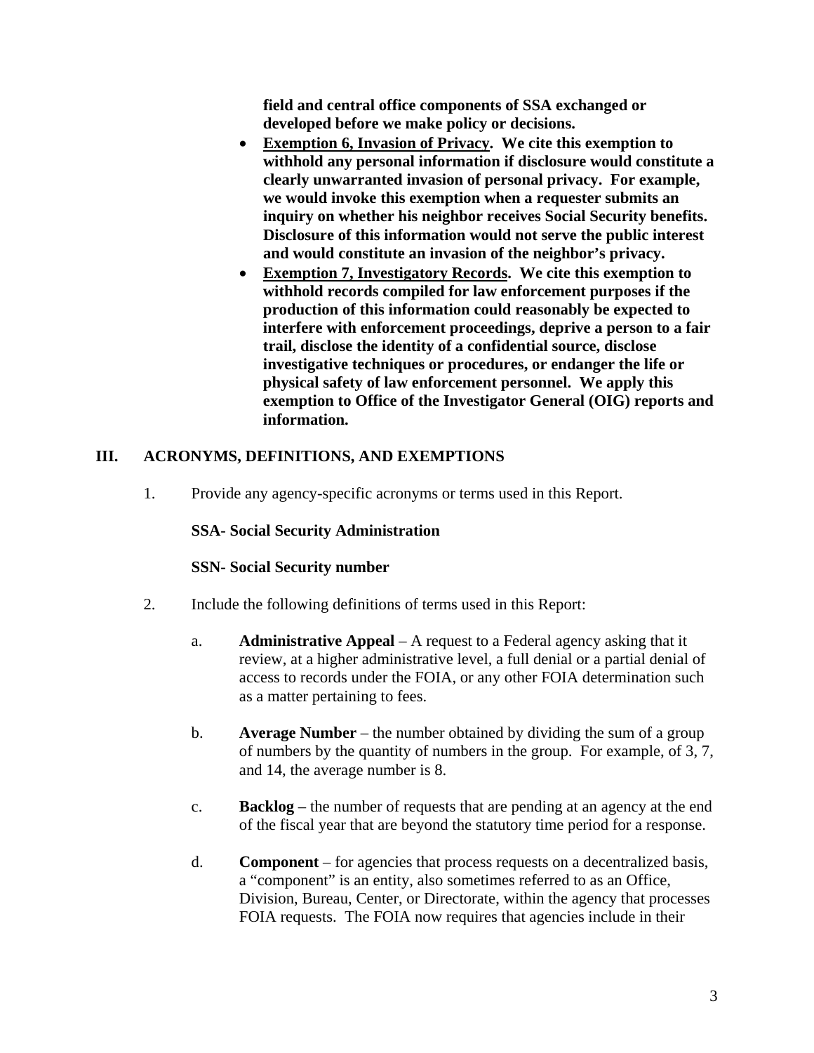**field and central office components of SSA exchanged or developed before we make policy or decisions.**

- **<u>Exemption 6, Invasion of Privacy</u>. We cite this exemption to withhold any personal information if disclosure would constitute a clearly unwarranted invasion of personal privacy. For example, we would invoke this exemption when a requester submits an inquiry on whether his neighbor receives Social Security benefits. Disclosure of this information would not serve the public interest and would constitute an invasion of the neighbor's privacy.**
- **<u>Exemption 7, Investigatory Records</u>. We cite this exemption to withhold records compiled for law enforcement purposes if the production of this information could reasonably be expected to interfere with enforcement proceedings, deprive a person to a fair trail, disclose the identity of a confidential source, disclose investigative techniques or procedures, or endanger the life or physical safety of law enforcement personnel. We apply this exemption to Office of the Investigator General (OIG) reports and information.**

## III. ACRONYMS, DEFINITIONS, AND EXEMPTIONS

1. Provide any agency-specific acronyms or terms used in this Report.

   **SSA- Social Security Administration**

   **SSN- Social Security number**

2. Include the following definitions of terms used in this Report:

   a. **Administrative Appeal** – A request to a Federal agency asking that it review, at a higher administrative level, a full denial or a partial denial of access to records under the FOIA, or any other FOIA determination such as a matter pertaining to fees.

   b. **Average Number** – the number obtained by dividing the sum of a group of numbers by the quantity of numbers in the group. For example, of 3, 7, and 14, the average number is 8.

   c. **Backlog** – the number of requests that are pending at an agency at the end of the fiscal year that are beyond the statutory time period for a response.

   d. **Component** – for agencies that process requests on a decentralized basis, a "component" is an entity, also sometimes referred to as an Office, Division, Bureau, Center, or Directorate, within the agency that processes FOIA requests. The FOIA now requires that agencies include in their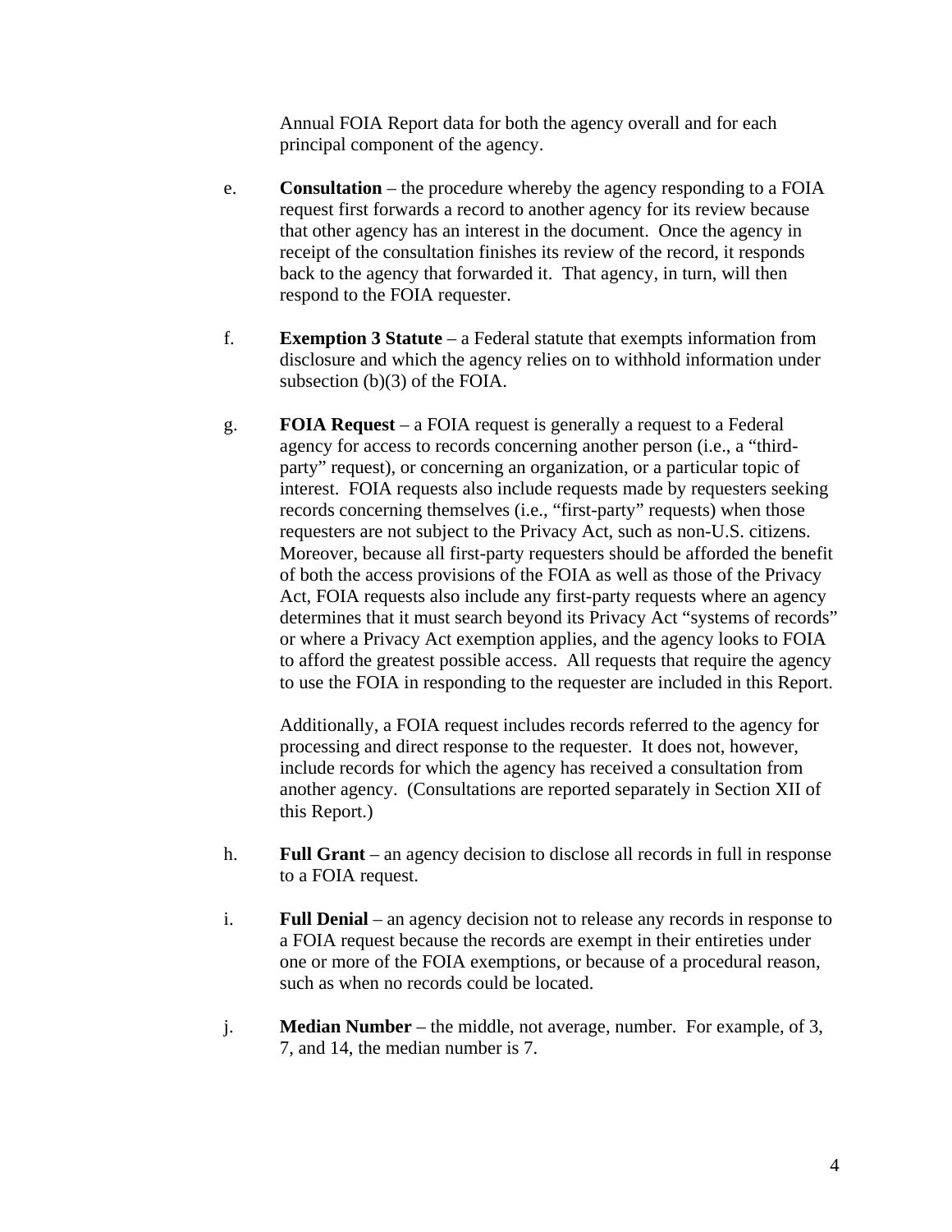Annual FOIA Report data for both the agency overall and for each principal component of the agency.

e. **Consultation** – the procedure whereby the agency responding to a FOIA request first forwards a record to another agency for its review because that other agency has an interest in the document. Once the agency in receipt of the consultation finishes its review of the record, it responds back to the agency that forwarded it. That agency, in turn, will then respond to the FOIA requester.

f. **Exemption 3 Statute** – a Federal statute that exempts information from disclosure and which the agency relies on to withhold information under subsection (b)(3) of the FOIA.

g. **FOIA Request** – a FOIA request is generally a request to a Federal agency for access to records concerning another person (i.e., a "third-party" request), or concerning an organization, or a particular topic of interest. FOIA requests also include requests made by requesters seeking records concerning themselves (i.e., "first-party" requests) when those requesters are not subject to the Privacy Act, such as non-U.S. citizens. Moreover, because all first-party requesters should be afforded the benefit of both the access provisions of the FOIA as well as those of the Privacy Act, FOIA requests also include any first-party requests where an agency determines that it must search beyond its Privacy Act "systems of records" or where a Privacy Act exemption applies, and the agency looks to FOIA to afford the greatest possible access. All requests that require the agency to use the FOIA in responding to the requester are included in this Report.

   Additionally, a FOIA request includes records referred to the agency for processing and direct response to the requester. It does not, however, include records for which the agency has received a consultation from another agency. (Consultations are reported separately in Section XII of this Report.)

h. **Full Grant** – an agency decision to disclose all records in full in response to a FOIA request.

i. **Full Denial** – an agency decision not to release any records in response to a FOIA request because the records are exempt in their entireties under one or more of the FOIA exemptions, or because of a procedural reason, such as when no records could be located.

j. **Median Number** – the middle, not average, number. For example, of 3, 7, and 14, the median number is 7.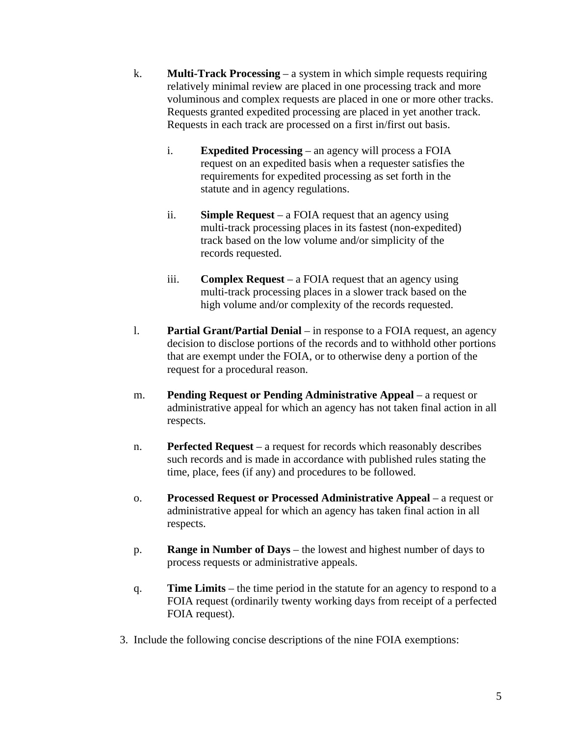k. **Multi-Track Processing** – a system in which simple requests requiring relatively minimal review are placed in one processing track and more voluminous and complex requests are placed in one or more other tracks. Requests granted expedited processing are placed in yet another track. Requests in each track are processed on a first in/first out basis.

   i. **Expedited Processing** – an agency will process a FOIA request on an expedited basis when a requester satisfies the requirements for expedited processing as set forth in the statute and in agency regulations.

   ii. **Simple Request** – a FOIA request that an agency using multi-track processing places in its fastest (non-expedited) track based on the low volume and/or simplicity of the records requested.

   iii. **Complex Request** – a FOIA request that an agency using multi-track processing places in a slower track based on the high volume and/or complexity of the records requested.

l. **Partial Grant/Partial Denial** – in response to a FOIA request, an agency decision to disclose portions of the records and to withhold other portions that are exempt under the FOIA, or to otherwise deny a portion of the request for a procedural reason.

m. **Pending Request or Pending Administrative Appeal** – a request or administrative appeal for which an agency has not taken final action in all respects.

n. **Perfected Request** – a request for records which reasonably describes such records and is made in accordance with published rules stating the time, place, fees (if any) and procedures to be followed.

o. **Processed Request or Processed Administrative Appeal** – a request or administrative appeal for which an agency has taken final action in all respects.

p. **Range in Number of Days** – the lowest and highest number of days to process requests or administrative appeals.

q. **Time Limits** – the time period in the statute for an agency to respond to a FOIA request (ordinarily twenty working days from receipt of a perfected FOIA request).

3. Include the following concise descriptions of the nine FOIA exemptions: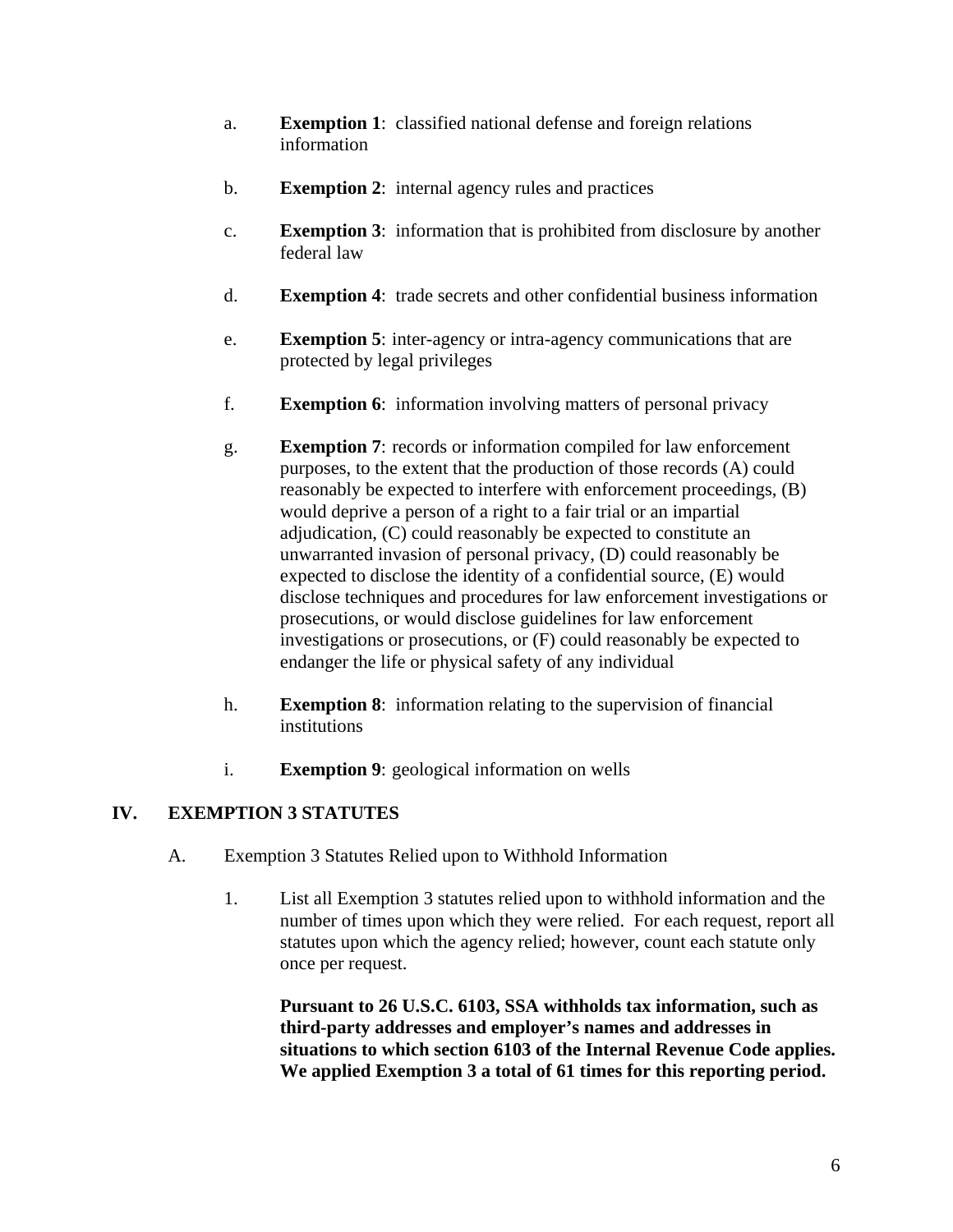a. **Exemption 1**: classified national defense and foreign relations information

b. **Exemption 2**: internal agency rules and practices

c. **Exemption 3**: information that is prohibited from disclosure by another federal law

d. **Exemption 4**: trade secrets and other confidential business information

e. **Exemption 5**: inter-agency or intra-agency communications that are protected by legal privileges

f. **Exemption 6**: information involving matters of personal privacy

g. **Exemption 7**: records or information compiled for law enforcement purposes, to the extent that the production of those records (A) could reasonably be expected to interfere with enforcement proceedings, (B) would deprive a person of a right to a fair trial or an impartial adjudication, (C) could reasonably be expected to constitute an unwarranted invasion of personal privacy, (D) could reasonably be expected to disclose the identity of a confidential source, (E) would disclose techniques and procedures for law enforcement investigations or prosecutions, or would disclose guidelines for law enforcement investigations or prosecutions, or (F) could reasonably be expected to endanger the life or physical safety of any individual

h. **Exemption 8**: information relating to the supervision of financial institutions

i. **Exemption 9**: geological information on wells

## IV. EXEMPTION 3 STATUTES

A. Exemption 3 Statutes Relied upon to Withhold Information

1. List all Exemption 3 statutes relied upon to withhold information and the number of times upon which they were relied. For each request, report all statutes upon which the agency relied; however, count each statute only once per request.

   **Pursuant to 26 U.S.C. 6103, SSA withholds tax information, such as third-party addresses and employer's names and addresses in situations to which section 6103 of the Internal Revenue Code applies. We applied Exemption 3 a total of 61 times for this reporting period.**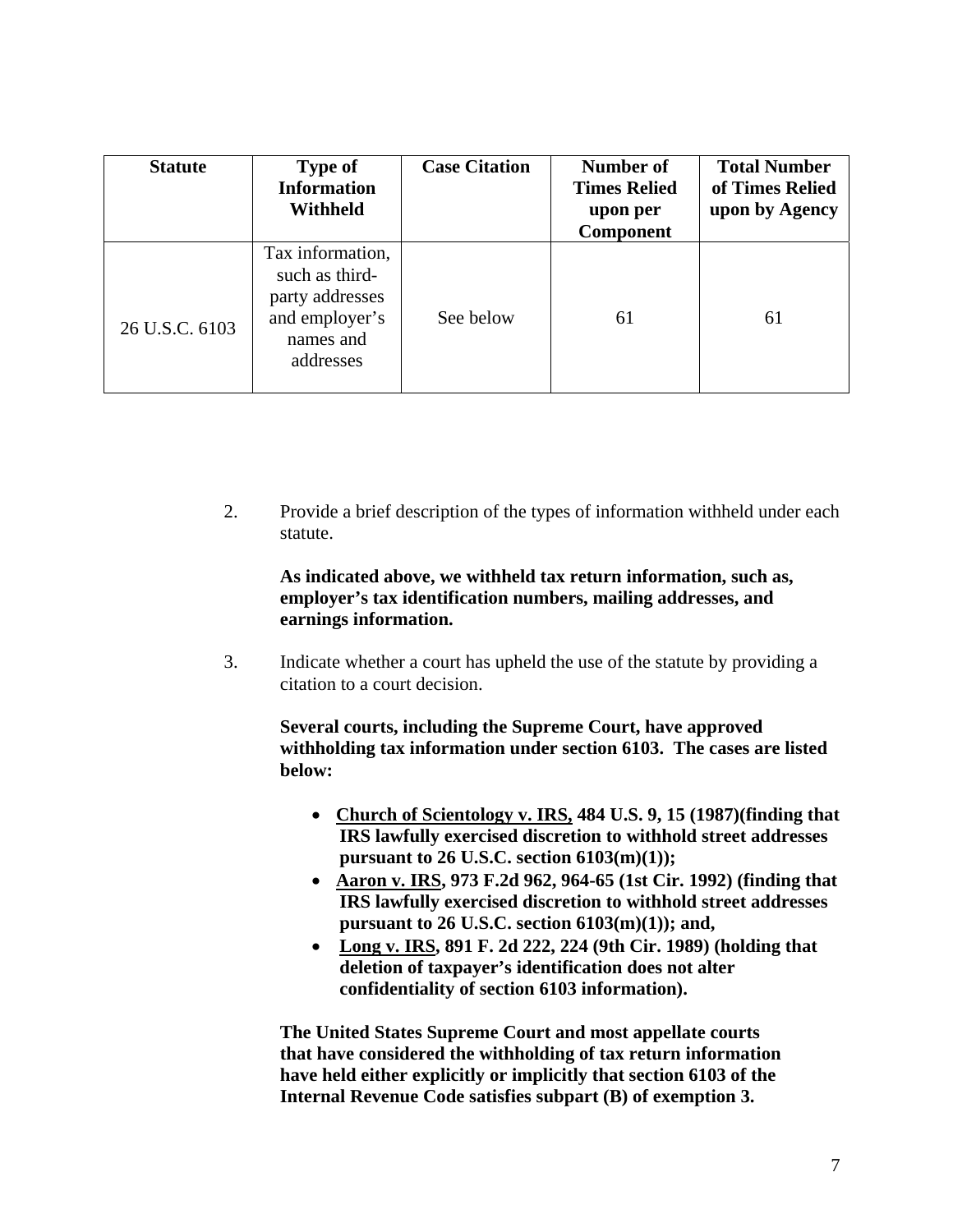| Statute | Type of Information Withheld | Case Citation | Number of Times Relied upon per Component | Total Number of Times Relied upon by Agency |
|---|---|---|---|---|
| 26 U.S.C. 6103 | Tax information, such as third-party addresses and employer's names and addresses | See below | 61 | 61 |

2. Provide a brief description of the types of information withheld under each statute.

   **As indicated above, we withheld tax return information, such as, employer's tax identification numbers, mailing addresses, and earnings information.**

3. Indicate whether a court has upheld the use of the statute by providing a citation to a court decision.

   **Several courts, including the Supreme Court, have approved withholding tax information under section 6103. The cases are listed below:**

   - **<u>Church of Scientology v. IRS,</u> 484 U.S. 9, 15 (1987)(finding that IRS lawfully exercised discretion to withhold street addresses pursuant to 26 U.S.C. section 6103(m)(1));**
   - **<u>Aaron v. IRS</u>, 973 F.2d 962, 964-65 (1st Cir. 1992) (finding that IRS lawfully exercised discretion to withhold street addresses pursuant to 26 U.S.C. section 6103(m)(1)); and,**
   - **<u>Long v. IRS</u>, 891 F. 2d 222, 224 (9th Cir. 1989) (holding that deletion of taxpayer's identification does not alter confidentiality of section 6103 information).**

   **The United States Supreme Court and most appellate courts that have considered the withholding of tax return information have held either explicitly or implicitly that section 6103 of the Internal Revenue Code satisfies subpart (B) of exemption 3.**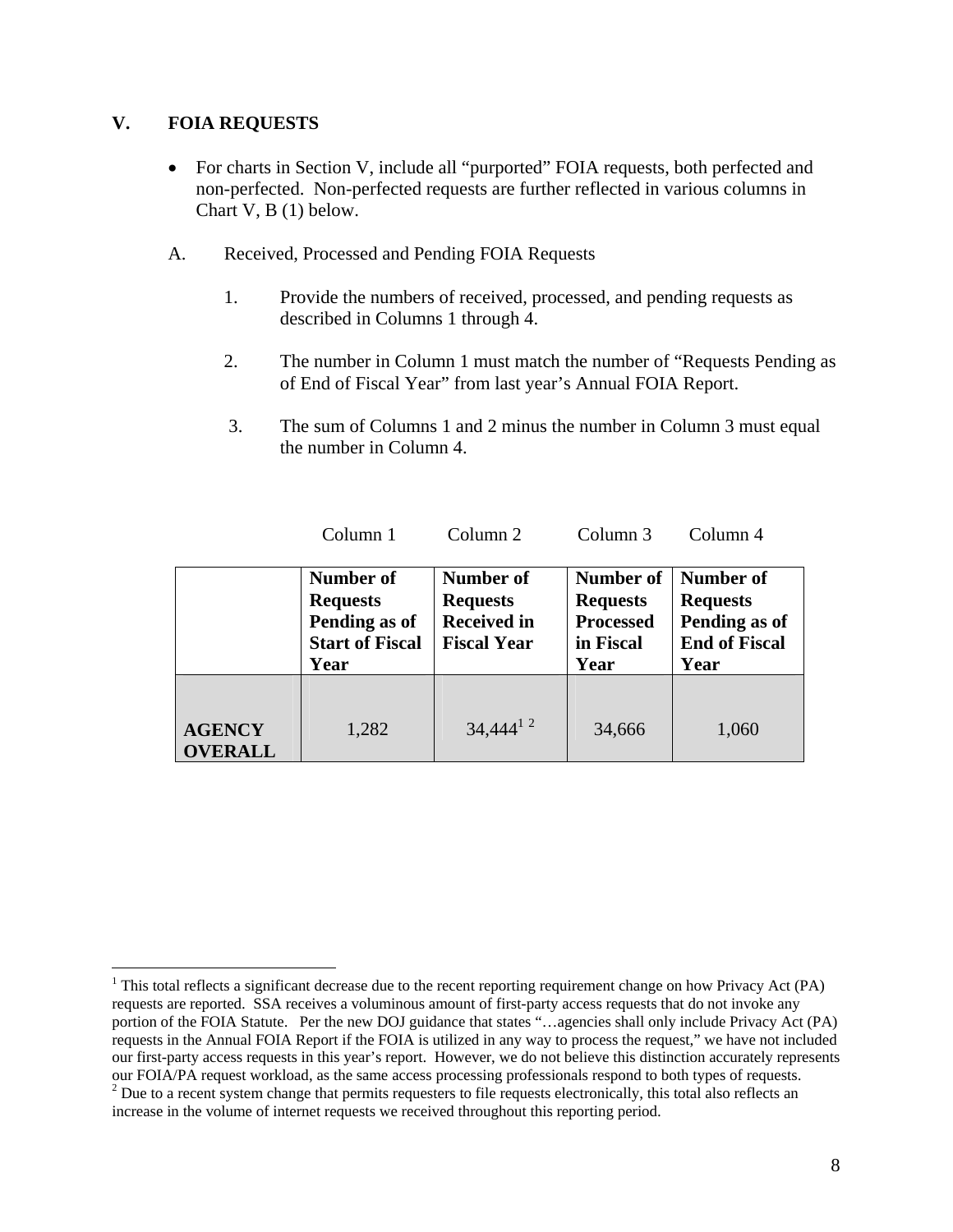## V. FOIA REQUESTS

- For charts in Section V, include all "purported" FOIA requests, both perfected and non-perfected. Non-perfected requests are further reflected in various columns in Chart V, B (1) below.

### A. Received, Processed and Pending FOIA Requests

1. Provide the numbers of received, processed, and pending requests as described in Columns 1 through 4.

2. The number in Column 1 must match the number of "Requests Pending as of End of Fiscal Year" from last year's Annual FOIA Report.

3. The sum of Columns 1 and 2 minus the number in Column 3 must equal the number in Column 4.

| | Column 1 | Column 2 | Column 3 | Column 4 |
|---|---|---|---|---|
| | **Number of Requests Pending as of Start of Fiscal Year** | **Number of Requests Received in Fiscal Year** | **Number of Requests Processed in Fiscal Year** | **Number of Requests Pending as of End of Fiscal Year** |
| **AGENCY OVERALL** | 1,282 | 34,444[1] [2] | 34,666 | 1,060 |

[1] This total reflects a significant decrease due to the recent reporting requirement change on how Privacy Act (PA) requests are reported. SSA receives a voluminous amount of first-party access requests that do not invoke any portion of the FOIA Statute. Per the new DOJ guidance that states "…agencies shall only include Privacy Act (PA) requests in the Annual FOIA Report if the FOIA is utilized in any way to process the request," we have not included our first-party access requests in this year's report. However, we do not believe this distinction accurately represents our FOIA/PA request workload, as the same access processing professionals respond to both types of requests.

[2] Due to a recent system change that permits requesters to file requests electronically, this total also reflects an increase in the volume of internet requests we received throughout this reporting period.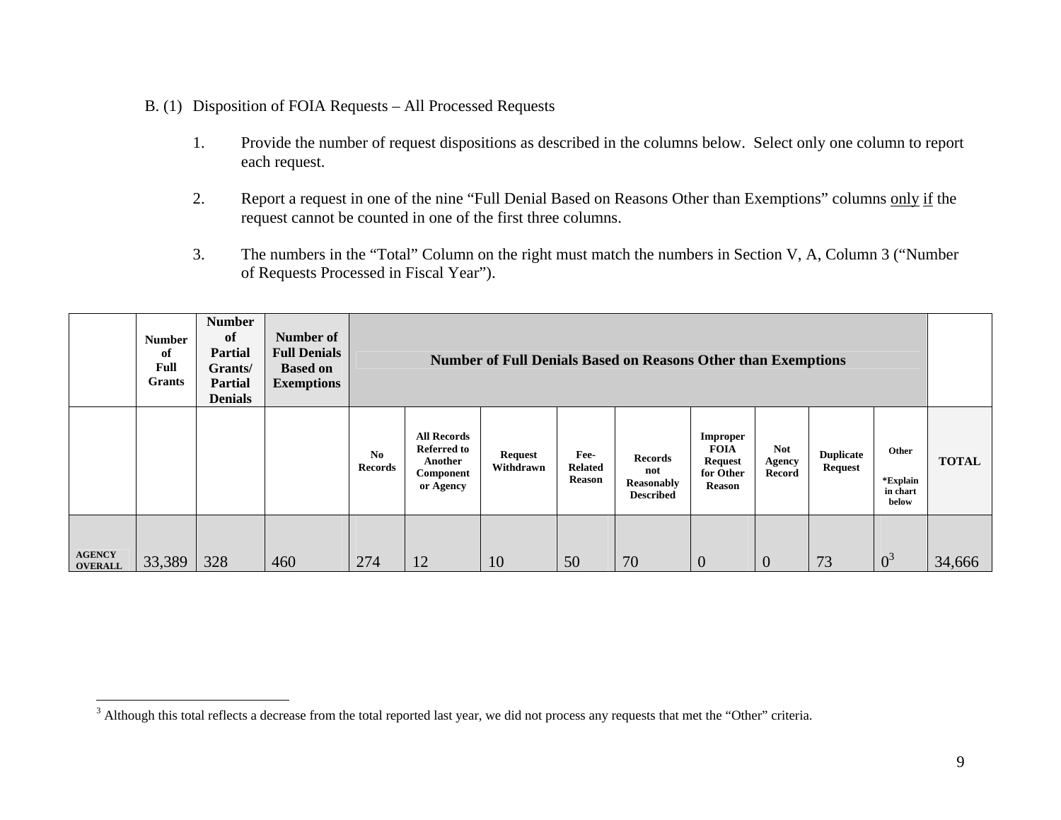B. (1) Disposition of FOIA Requests – All Processed Requests

1. Provide the number of request dispositions as described in the columns below. Select only one column to report each request.

2. Report a request in one of the nine "Full Denial Based on Reasons Other than Exemptions" columns <u>only</u> <u>if</u> the request cannot be counted in one of the first three columns.

3. The numbers in the "Total" Column on the right must match the numbers in Section V, A, Column 3 ("Number of Requests Processed in Fiscal Year").

| | Number of Full Grants | Number of Partial Grants/ Partial Denials | Number of Full Denials Based on Exemptions | Number of Full Denials Based on Reasons Other than Exemptions | | | | | | | | | |
|---|---|---|---|---|---|---|---|---|---|---|---|---|---|
| | | | | No Records | All Records Referred to Another Component or Agency | Request Withdrawn | Fee-Related Reason | Records not Reasonably Described | Improper FOIA Request for Other Reason | Not Agency Record | Duplicate Request | Other *Explain in chart below | TOTAL |
| AGENCY OVERALL | 33,389 | 328 | 460 | 274 | 12 | 10 | 50 | 70 | 0 | 0 | 73 | 0[3] | 34,666 |

[3] Although this total reflects a decrease from the total reported last year, we did not process any requests that met the "Other" criteria.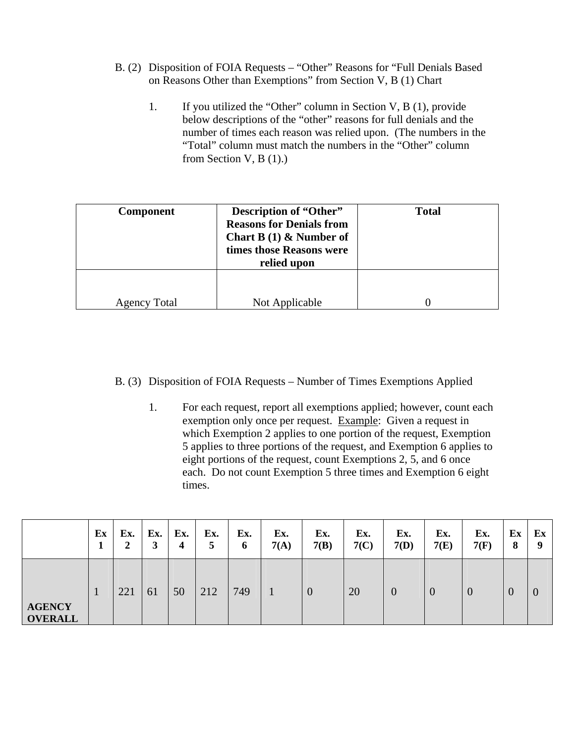B. (2) Disposition of FOIA Requests – "Other" Reasons for "Full Denials Based on Reasons Other than Exemptions" from Section V, B (1) Chart

1. If you utilized the "Other" column in Section V, B (1), provide below descriptions of the "other" reasons for full denials and the number of times each reason was relied upon. (The numbers in the "Total" column must match the numbers in the "Other" column from Section V, B (1).)

| Component | Description of "Other" Reasons for Denials from Chart B (1) & Number of times those Reasons were relied upon | Total |
|---|---|---|
| Agency Total | Not Applicable | 0 |

B. (3) Disposition of FOIA Requests – Number of Times Exemptions Applied

1. For each request, report all exemptions applied; however, count each exemption only once per request. Example: Given a request in which Exemption 2 applies to one portion of the request, Exemption 5 applies to three portions of the request, and Exemption 6 applies to eight portions of the request, count Exemptions 2, 5, and 6 once each. Do not count Exemption 5 three times and Exemption 6 eight times.

| | Ex 1 | Ex. 2 | Ex. 3 | Ex. 4 | Ex. 5 | Ex. 6 | Ex. 7(A) | Ex. 7(B) | Ex. 7(C) | Ex. 7(D) | Ex. 7(E) | Ex. 7(F) | Ex 8 | Ex 9 |
|---|---|---|---|---|---|---|---|---|---|---|---|---|---|---|
| **AGENCY OVERALL** | 1 | 221 | 61 | 50 | 212 | 749 | 1 | 0 | 20 | 0 | 0 | 0 | 0 | 0 |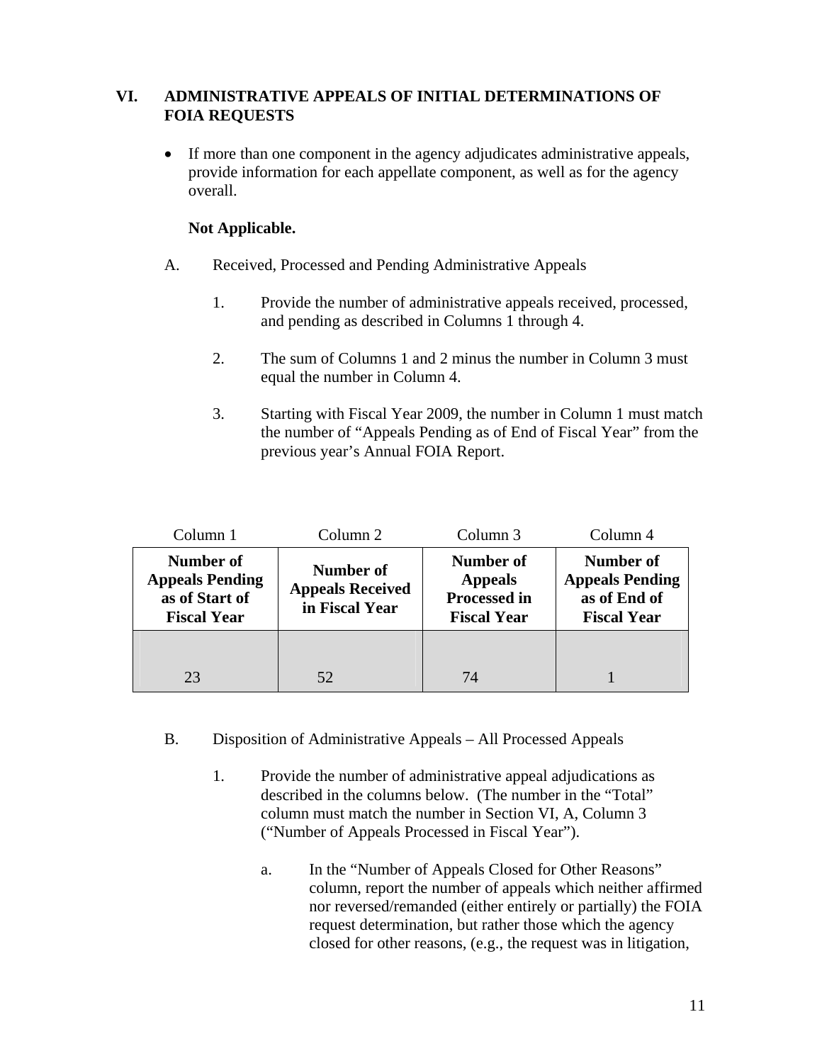## VI. ADMINISTRATIVE APPEALS OF INITIAL DETERMINATIONS OF FOIA REQUESTS

- If more than one component in the agency adjudicates administrative appeals, provide information for each appellate component, as well as for the agency overall.

  **Not Applicable.**

A. Received, Processed and Pending Administrative Appeals

   1. Provide the number of administrative appeals received, processed, and pending as described in Columns 1 through 4.

   2. The sum of Columns 1 and 2 minus the number in Column 3 must equal the number in Column 4.

   3. Starting with Fiscal Year 2009, the number in Column 1 must match the number of "Appeals Pending as of End of Fiscal Year" from the previous year's Annual FOIA Report.

| Column 1 | Column 2 | Column 3 | Column 4 |
|---|---|---|---|
| **Number of Appeals Pending as of Start of Fiscal Year** | **Number of Appeals Received in Fiscal Year** | **Number of Appeals Processed in Fiscal Year** | **Number of Appeals Pending as of End of Fiscal Year** |
| 23 | 52 | 74 | 1 |

B. Disposition of Administrative Appeals – All Processed Appeals

   1. Provide the number of administrative appeal adjudications as described in the columns below. (The number in the "Total" column must match the number in Section VI, A, Column 3 ("Number of Appeals Processed in Fiscal Year").

      a. In the "Number of Appeals Closed for Other Reasons" column, report the number of appeals which neither affirmed nor reversed/remanded (either entirely or partially) the FOIA request determination, but rather those which the agency closed for other reasons, (e.g., the request was in litigation,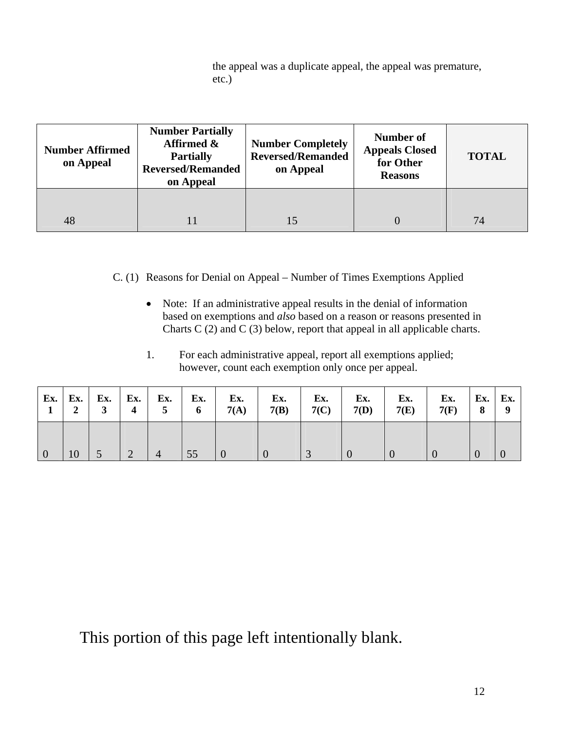the appeal was a duplicate appeal, the appeal was premature, etc.)

| Number Affirmed on Appeal | Number Partially Affirmed & Partially Reversed/Remanded on Appeal | Number Completely Reversed/Remanded on Appeal | Number of Appeals Closed for Other Reasons | TOTAL |
|---|---|---|---|---|
| 48 | 11 | 15 | 0 | 74 |

C. (1) Reasons for Denial on Appeal – Number of Times Exemptions Applied

- Note: If an administrative appeal results in the denial of information based on exemptions and *also* based on a reason or reasons presented in Charts C (2) and C (3) below, report that appeal in all applicable charts.

1. For each administrative appeal, report all exemptions applied; however, count each exemption only once per appeal.

| Ex. 1 | Ex. 2 | Ex. 3 | Ex. 4 | Ex. 5 | Ex. 6 | Ex. 7(A) | Ex. 7(B) | Ex. 7(C) | Ex. 7(D) | Ex. 7(E) | Ex. 7(F) | Ex. 8 | Ex. 9 |
|---|---|---|---|---|---|---|---|---|---|---|---|---|---|
| 0 | 10 | 5 | 2 | 4 | 55 | 0 | 0 | 3 | 0 | 0 | 0 | 0 | 0 |

This portion of this page left intentionally blank.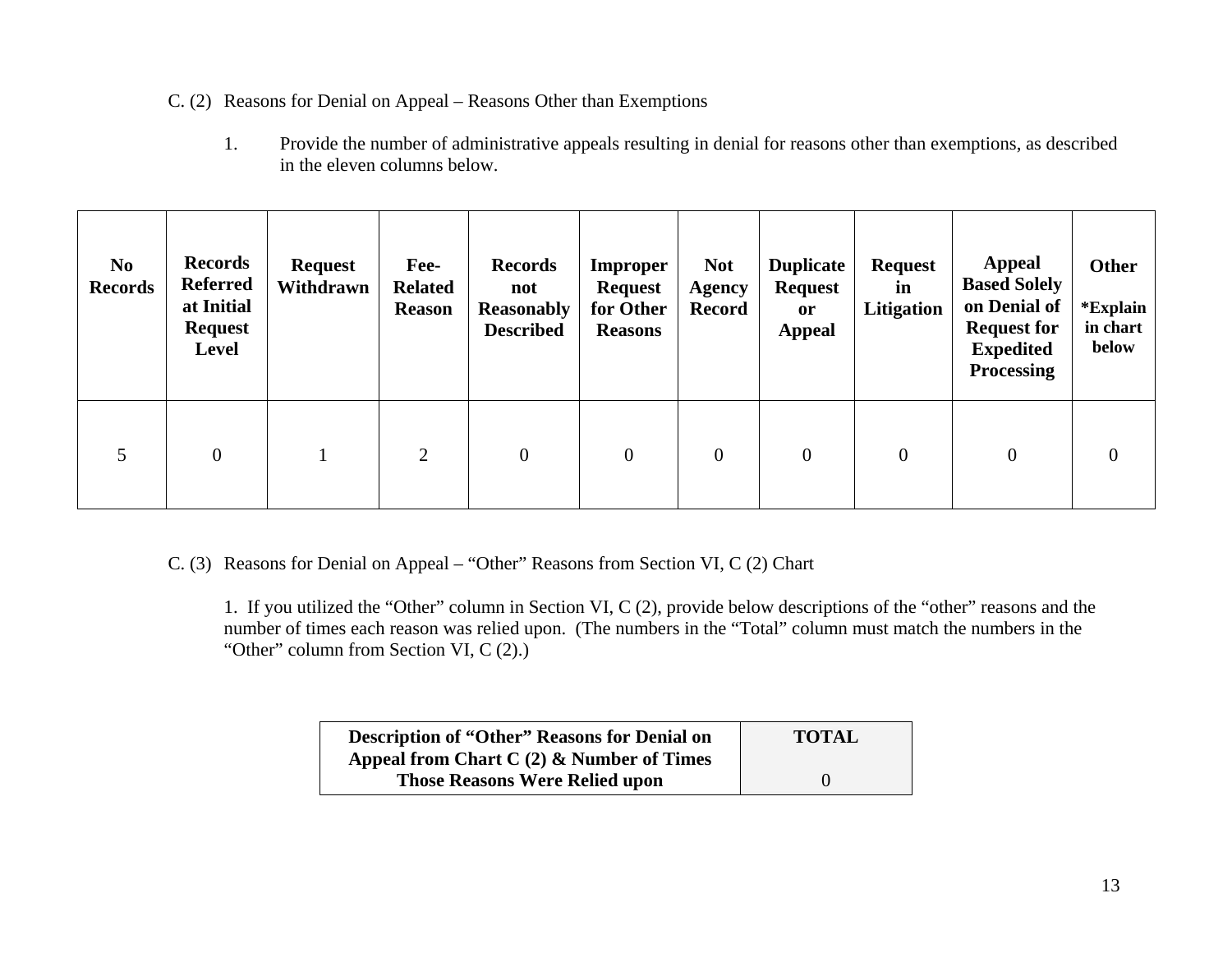C. (2) Reasons for Denial on Appeal – Reasons Other than Exemptions

1. Provide the number of administrative appeals resulting in denial for reasons other than exemptions, as described in the eleven columns below.

| No Records | Records Referred at Initial Request Level | Request Withdrawn | Fee-Related Reason | Records not Reasonably Described | Improper Request for Other Reasons | Not Agency Record | Duplicate Request or Appeal | Request in Litigation | Appeal Based Solely on Denial of Request for Expedited Processing | Other *Explain in chart below |
|---|---|---|---|---|---|---|---|---|---|---|
| 5 | 0 | 1 | 2 | 0 | 0 | 0 | 0 | 0 | 0 | 0 |

C. (3) Reasons for Denial on Appeal – "Other" Reasons from Section VI, C (2) Chart

1. If you utilized the "Other" column in Section VI, C (2), provide below descriptions of the "other" reasons and the number of times each reason was relied upon. (The numbers in the "Total" column must match the numbers in the "Other" column from Section VI, C (2).)

| Description of "Other" Reasons for Denial on Appeal from Chart C (2) & Number of Times Those Reasons Were Relied upon | TOTAL |
|---|---|
| | 0 |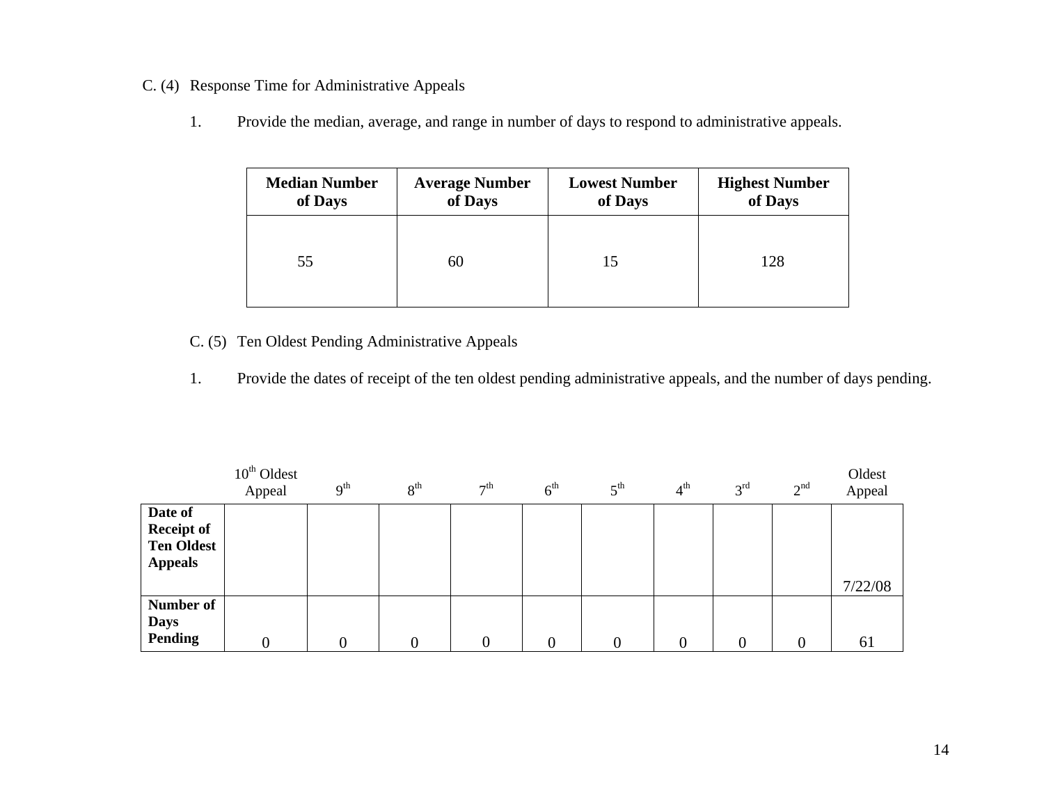C. (4) Response Time for Administrative Appeals

1. Provide the median, average, and range in number of days to respond to administrative appeals.

| Median Number of Days | Average Number of Days | Lowest Number of Days | Highest Number of Days |
|---|---|---|---|
| 55 | 60 | 15 | 128 |

C. (5) Ten Oldest Pending Administrative Appeals

1. Provide the dates of receipt of the ten oldest pending administrative appeals, and the number of days pending.

| | 10th Oldest Appeal | 9th | 8th | 7th | 6th | 5th | 4th | 3rd | 2nd | Oldest Appeal |
|---|---|---|---|---|---|---|---|---|---|---|
| **Date of Receipt of Ten Oldest Appeals** | | | | | | | | | | 7/22/08 |
| **Number of Days Pending** | 0 | 0 | 0 | 0 | 0 | 0 | 0 | 0 | 0 | 61 |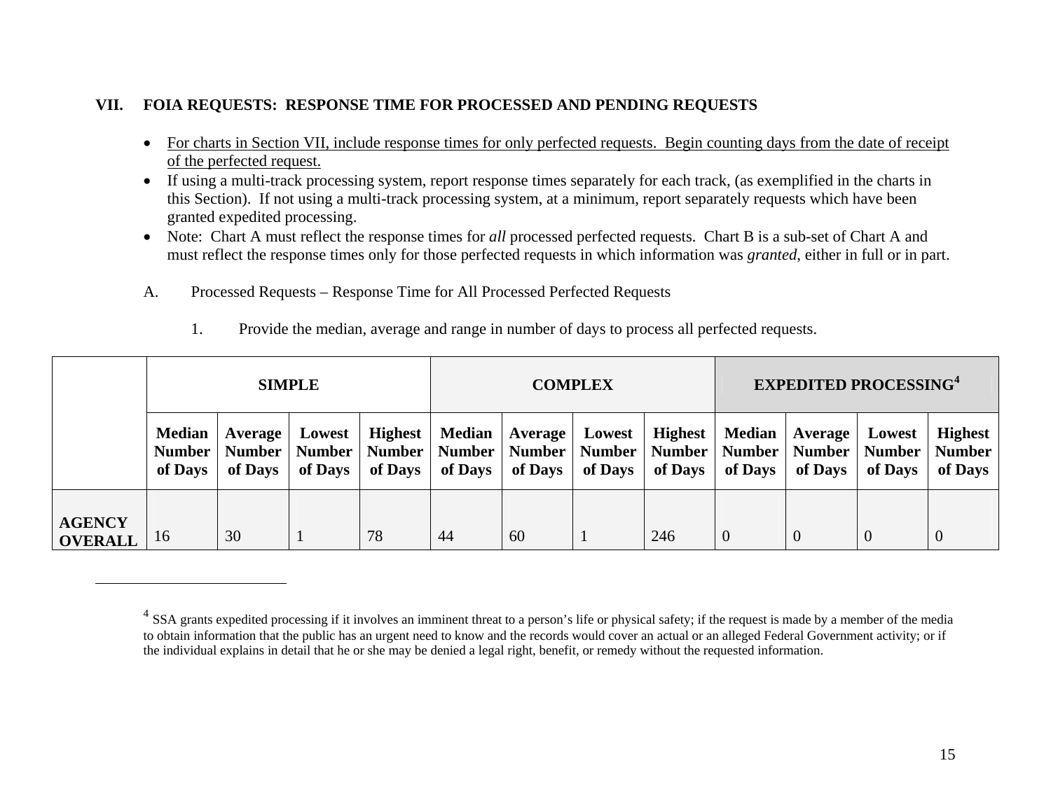## VII. FOIA REQUESTS: RESPONSE TIME FOR PROCESSED AND PENDING REQUESTS

- For charts in Section VII, include response times for only perfected requests. Begin counting days from the date of receipt of the perfected request.
- If using a multi-track processing system, report response times separately for each track, (as exemplified in the charts in this Section). If not using a multi-track processing system, at a minimum, report separately requests which have been granted expedited processing.
- Note: Chart A must reflect the response times for *all* processed perfected requests. Chart B is a sub-set of Chart A and must reflect the response times only for those perfected requests in which information was *granted*, either in full or in part.

A. Processed Requests – Response Time for All Processed Perfected Requests

1. Provide the median, average and range in number of days to process all perfected requests.

| | SIMPLE | | | | COMPLEX | | | | EXPEDITED PROCESSING[4] | | | |
|---|---|---|---|---|---|---|---|---|---|---|---|---|
| | **Median Number of Days** | **Average Number of Days** | **Lowest Number of Days** | **Highest Number of Days** | **Median Number of Days** | **Average Number of Days** | **Lowest Number of Days** | **Highest Number of Days** | **Median Number of Days** | **Average Number of Days** | **Lowest Number of Days** | **Highest Number of Days** |
| **AGENCY OVERALL** | 16 | 30 | 1 | 78 | 44 | 60 | 1 | 246 | 0 | 0 | 0 | 0 |

[4] SSA grants expedited processing if it involves an imminent threat to a person's life or physical safety; if the request is made by a member of the media to obtain information that the public has an urgent need to know and the records would cover an actual or an alleged Federal Government activity; or if the individual explains in detail that he or she may be denied a legal right, benefit, or remedy without the requested information.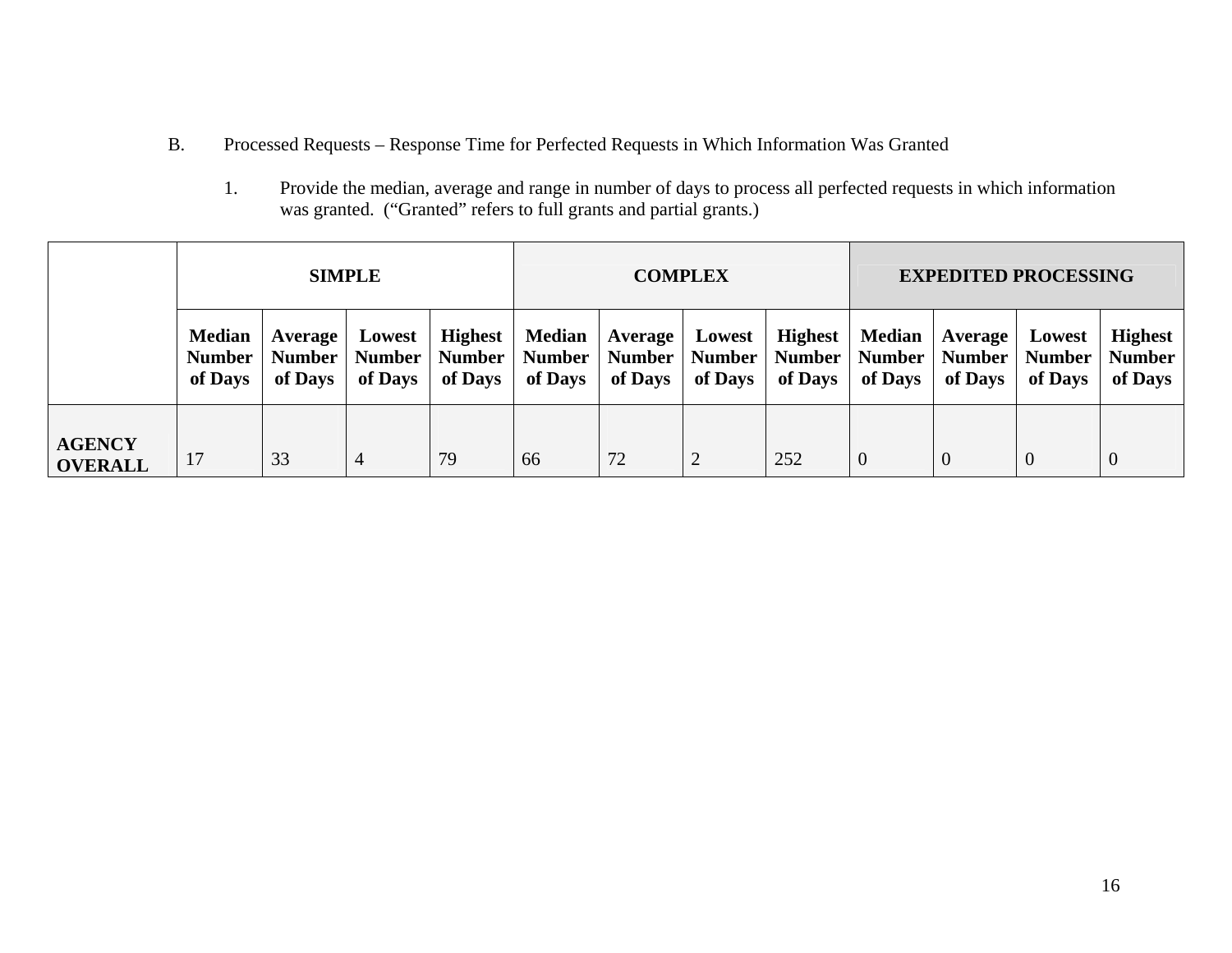B. Processed Requests – Response Time for Perfected Requests in Which Information Was Granted

1. Provide the median, average and range in number of days to process all perfected requests in which information was granted. ("Granted" refers to full grants and partial grants.)

| | SIMPLE | | | | COMPLEX | | | | EXPEDITED PROCESSING | | | |
|---|---|---|---|---|---|---|---|---|---|---|---|---|
| | **Median Number of Days** | **Average Number of Days** | **Lowest Number of Days** | **Highest Number of Days** | **Median Number of Days** | **Average Number of Days** | **Lowest Number of Days** | **Highest Number of Days** | **Median Number of Days** | **Average Number of Days** | **Lowest Number of Days** | **Highest Number of Days** |
| **AGENCY OVERALL** | 17 | 33 | 4 | 79 | 66 | 72 | 2 | 252 | 0 | 0 | 0 | 0 |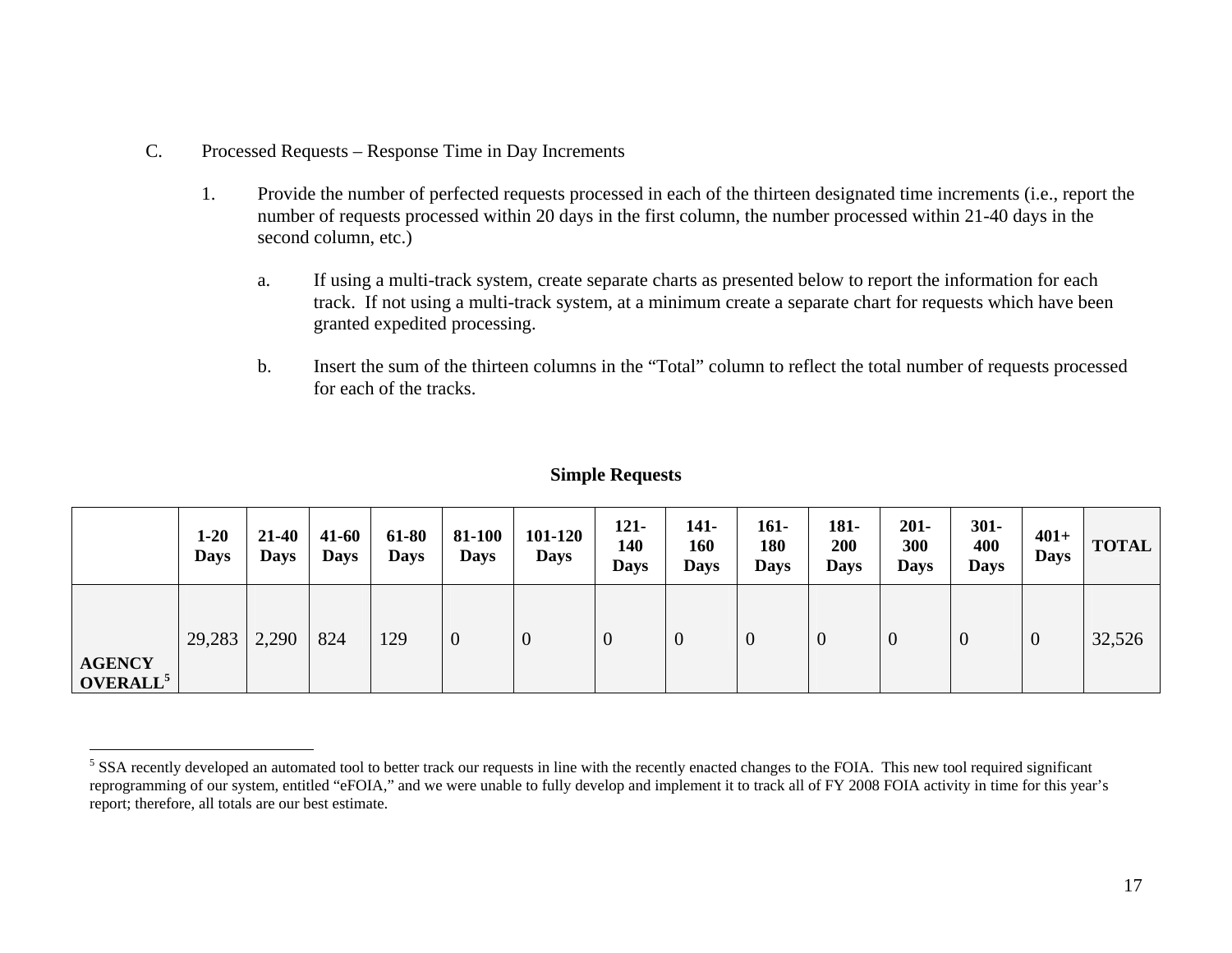C. Processed Requests – Response Time in Day Increments

1. Provide the number of perfected requests processed in each of the thirteen designated time increments (i.e., report the number of requests processed within 20 days in the first column, the number processed within 21-40 days in the second column, etc.)

   a. If using a multi-track system, create separate charts as presented below to report the information for each track. If not using a multi-track system, at a minimum create a separate chart for requests which have been granted expedited processing.

   b. Insert the sum of the thirteen columns in the "Total" column to reflect the total number of requests processed for each of the tracks.

**Simple Requests**

| | 1-20 Days | 21-40 Days | 41-60 Days | 61-80 Days | 81-100 Days | 101-120 Days | 121-140 Days | 141-160 Days | 161-180 Days | 181-200 Days | 201-300 Days | 301-400 Days | 401+ Days | TOTAL |
|---|---|---|---|---|---|---|---|---|---|---|---|---|---|---|
| **AGENCY OVERALL**[5] | 29,283 | 2,290 | 824 | 129 | 0 | 0 | 0 | 0 | 0 | 0 | 0 | 0 | 0 | 32,526 |

[5] SSA recently developed an automated tool to better track our requests in line with the recently enacted changes to the FOIA. This new tool required significant reprogramming of our system, entitled "eFOIA," and we were unable to fully develop and implement it to track all of FY 2008 FOIA activity in time for this year's report; therefore, all totals are our best estimate.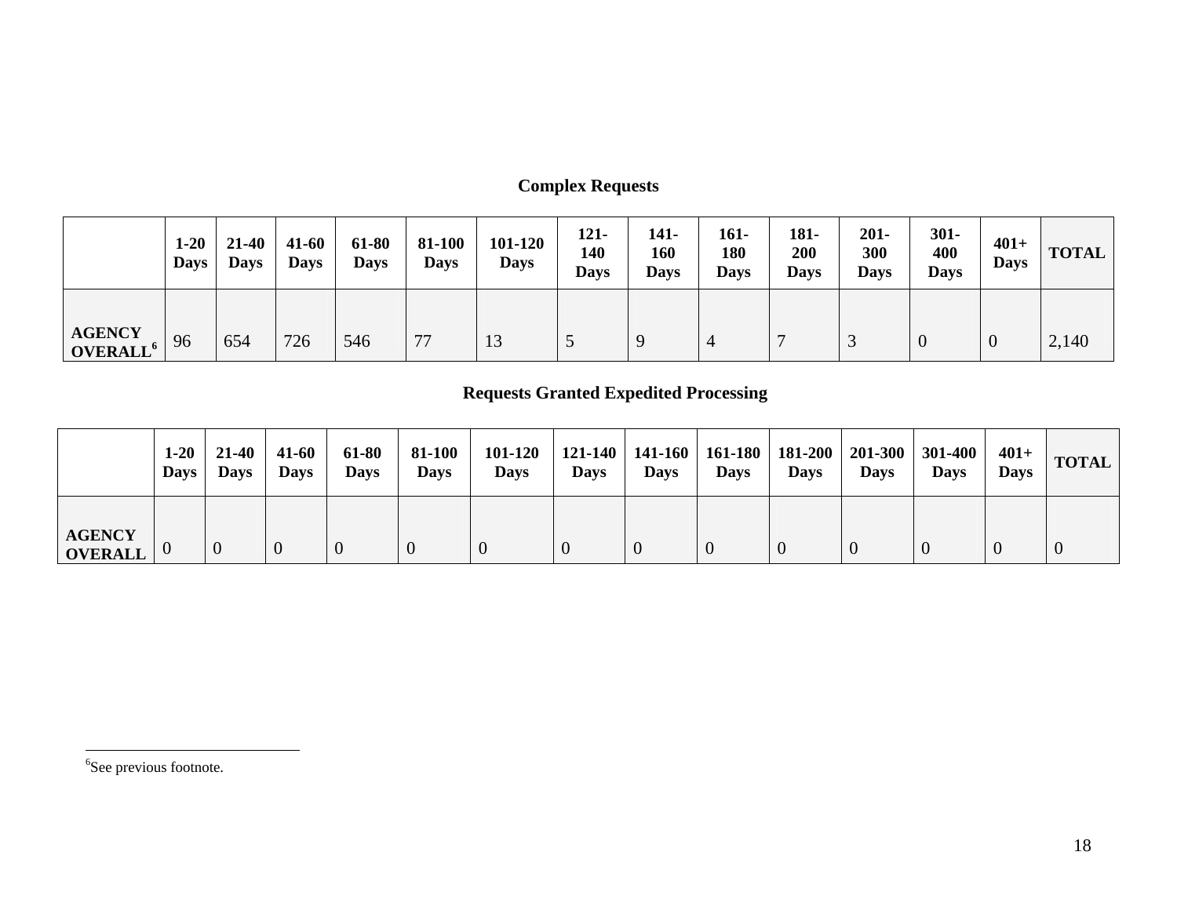### Complex Requests

| | 1-20 Days | 21-40 Days | 41-60 Days | 61-80 Days | 81-100 Days | 101-120 Days | 121-140 Days | 141-160 Days | 161-180 Days | 181-200 Days | 201-300 Days | 301-400 Days | 401+ Days | TOTAL |
|---|---|---|---|---|---|---|---|---|---|---|---|---|---|---|
| **AGENCY OVERALL**[6] | 96 | 654 | 726 | 546 | 77 | 13 | 5 | 9 | 4 | 7 | 3 | 0 | 0 | 2,140 |

### Requests Granted Expedited Processing

| | 1-20 Days | 21-40 Days | 41-60 Days | 61-80 Days | 81-100 Days | 101-120 Days | 121-140 Days | 141-160 Days | 161-180 Days | 181-200 Days | 201-300 Days | 301-400 Days | 401+ Days | TOTAL |
|---|---|---|---|---|---|---|---|---|---|---|---|---|---|---|
| **AGENCY OVERALL** | 0 | 0 | 0 | 0 | 0 | 0 | 0 | 0 | 0 | 0 | 0 | 0 | 0 | 0 |

[6]See previous footnote.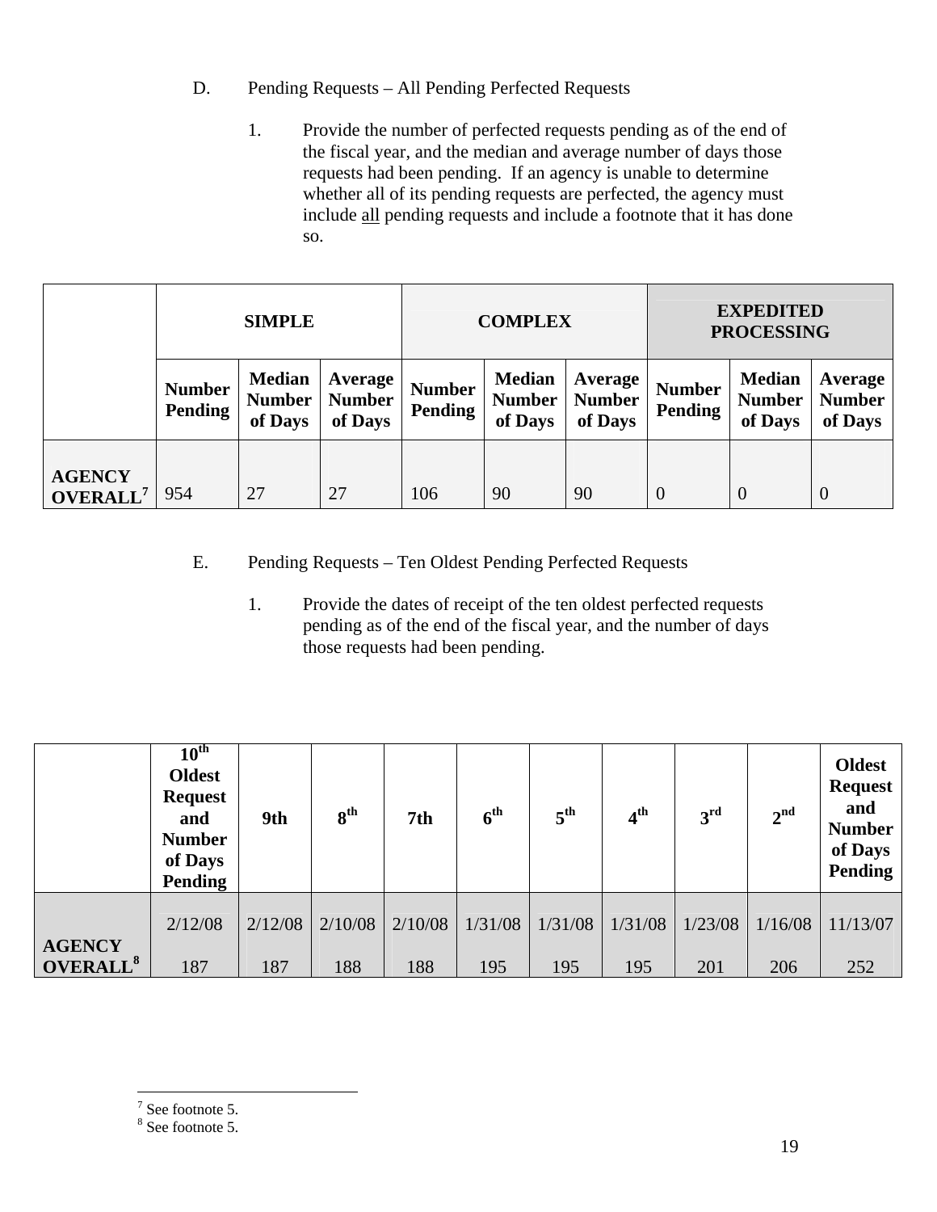D. Pending Requests – All Pending Perfected Requests

1. Provide the number of perfected requests pending as of the end of the fiscal year, and the median and average number of days those requests had been pending. If an agency is unable to determine whether all of its pending requests are perfected, the agency must include all pending requests and include a footnote that it has done so.

| | SIMPLE | | | COMPLEX | | | EXPEDITED PROCESSING | | |
|---|---|---|---|---|---|---|---|---|---|
| | Number Pending | Median Number of Days | Average Number of Days | Number Pending | Median Number of Days | Average Number of Days | Number Pending | Median Number of Days | Average Number of Days |
| AGENCY OVERALL[7] | 954 | 27 | 27 | 106 | 90 | 90 | 0 | 0 | 0 |

E. Pending Requests – Ten Oldest Pending Perfected Requests

1. Provide the dates of receipt of the ten oldest perfected requests pending as of the end of the fiscal year, and the number of days those requests had been pending.

| | 10th Oldest Request and Number of Days Pending | 9th | 8th | 7th | 6th | 5th | 4th | 3rd | 2nd | Oldest Request and Number of Days Pending |
|---|---|---|---|---|---|---|---|---|---|---|
| AGENCY OVERALL[8] | 2/12/08<br>187 | 2/12/08<br>187 | 2/10/08<br>188 | 2/10/08<br>188 | 1/31/08<br>195 | 1/31/08<br>195 | 1/31/08<br>195 | 1/23/08<br>201 | 1/16/08<br>206 | 11/13/07<br>252 |

[7] See footnote 5.
[8] See footnote 5.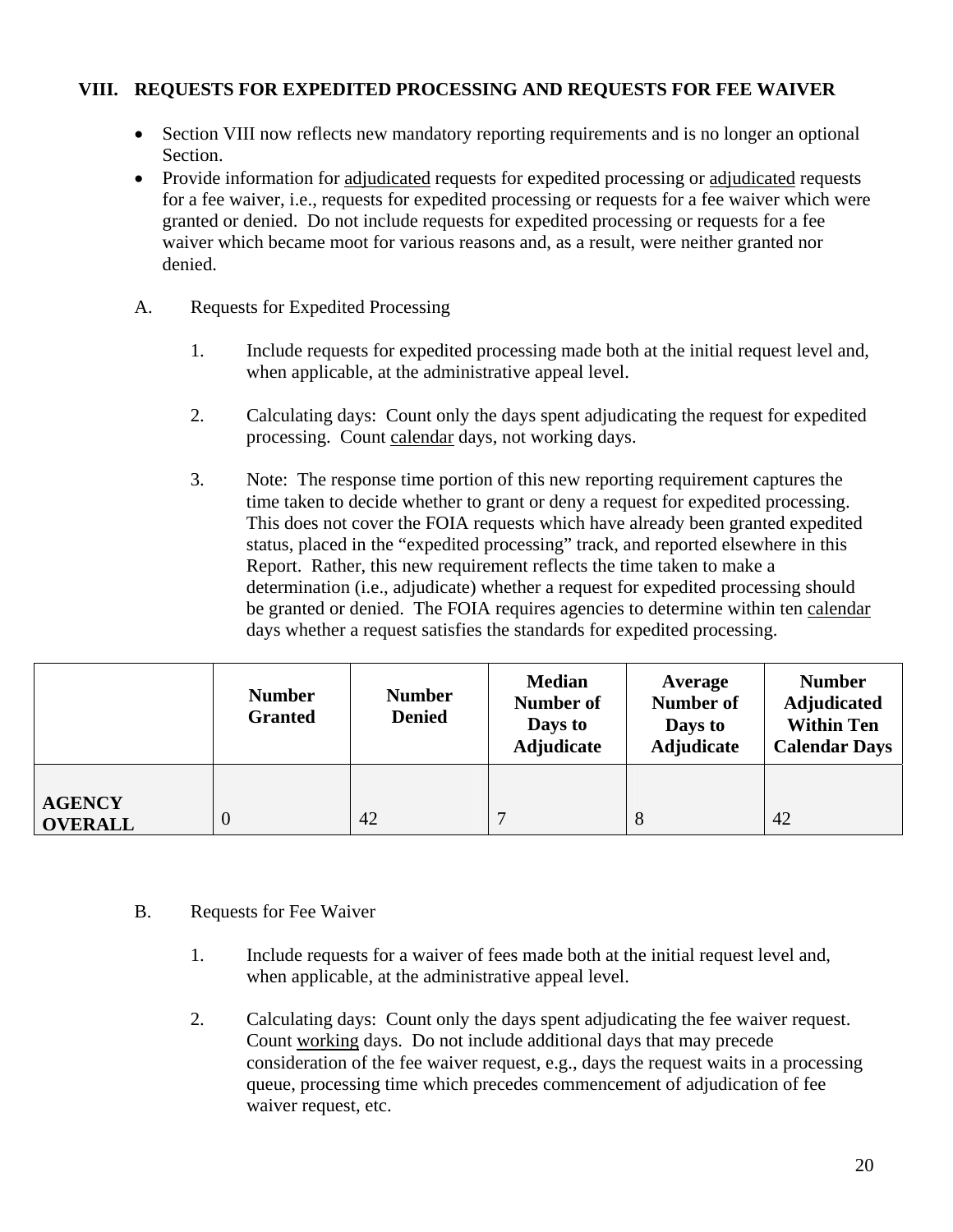## VIII. REQUESTS FOR EXPEDITED PROCESSING AND REQUESTS FOR FEE WAIVER

- Section VIII now reflects new mandatory reporting requirements and is no longer an optional Section.
- Provide information for adjudicated requests for expedited processing or adjudicated requests for a fee waiver, i.e., requests for expedited processing or requests for a fee waiver which were granted or denied. Do not include requests for expedited processing or requests for a fee waiver which became moot for various reasons and, as a result, were neither granted nor denied.

A. Requests for Expedited Processing

1. Include requests for expedited processing made both at the initial request level and, when applicable, at the administrative appeal level.

2. Calculating days: Count only the days spent adjudicating the request for expedited processing. Count calendar days, not working days.

3. Note: The response time portion of this new reporting requirement captures the time taken to decide whether to grant or deny a request for expedited processing. This does not cover the FOIA requests which have already been granted expedited status, placed in the "expedited processing" track, and reported elsewhere in this Report. Rather, this new requirement reflects the time taken to make a determination (i.e., adjudicate) whether a request for expedited processing should be granted or denied. The FOIA requires agencies to determine within ten calendar days whether a request satisfies the standards for expedited processing.

| | Number Granted | Number Denied | Median Number of Days to Adjudicate | Average Number of Days to Adjudicate | Number Adjudicated Within Ten Calendar Days |
|---|---|---|---|---|---|
| **AGENCY OVERALL** | 0 | 42 | 7 | 8 | 42 |

B. Requests for Fee Waiver

1. Include requests for a waiver of fees made both at the initial request level and, when applicable, at the administrative appeal level.

2. Calculating days: Count only the days spent adjudicating the fee waiver request. Count working days. Do not include additional days that may precede consideration of the fee waiver request, e.g., days the request waits in a processing queue, processing time which precedes commencement of adjudication of fee waiver request, etc.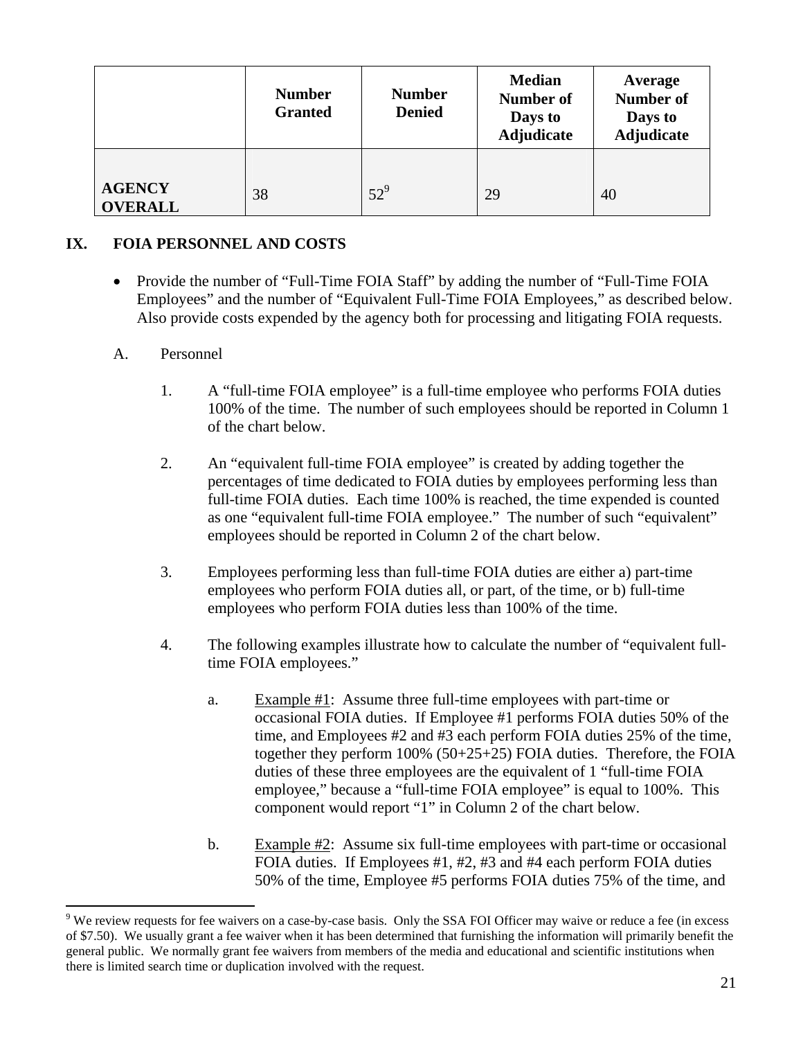| | Number Granted | Number Denied | Median Number of Days to Adjudicate | Average Number of Days to Adjudicate |
|---|---|---|---|---|
| **AGENCY OVERALL** | 38 | 52[9] | 29 | 40 |

## IX. FOIA PERSONNEL AND COSTS

- Provide the number of "Full-Time FOIA Staff" by adding the number of "Full-Time FOIA Employees" and the number of "Equivalent Full-Time FOIA Employees," as described below. Also provide costs expended by the agency both for processing and litigating FOIA requests.

A. Personnel

1. A "full-time FOIA employee" is a full-time employee who performs FOIA duties 100% of the time. The number of such employees should be reported in Column 1 of the chart below.

2. An "equivalent full-time FOIA employee" is created by adding together the percentages of time dedicated to FOIA duties by employees performing less than full-time FOIA duties. Each time 100% is reached, the time expended is counted as one "equivalent full-time FOIA employee." The number of such "equivalent" employees should be reported in Column 2 of the chart below.

3. Employees performing less than full-time FOIA duties are either a) part-time employees who perform FOIA duties all, or part, of the time, or b) full-time employees who perform FOIA duties less than 100% of the time.

4. The following examples illustrate how to calculate the number of "equivalent full-time FOIA employees."

   a. Example #1: Assume three full-time employees with part-time or occasional FOIA duties. If Employee #1 performs FOIA duties 50% of the time, and Employees #2 and #3 each perform FOIA duties 25% of the time, together they perform 100% (50+25+25) FOIA duties. Therefore, the FOIA duties of these three employees are the equivalent of 1 "full-time FOIA employee," because a "full-time FOIA employee" is equal to 100%. This component would report "1" in Column 2 of the chart below.

   b. Example #2: Assume six full-time employees with part-time or occasional FOIA duties. If Employees #1, #2, #3 and #4 each perform FOIA duties 50% of the time, Employee #5 performs FOIA duties 75% of the time, and

---

[9] We review requests for fee waivers on a case-by-case basis. Only the SSA FOI Officer may waive or reduce a fee (in excess of $7.50). We usually grant a fee waiver when it has been determined that furnishing the information will primarily benefit the general public. We normally grant fee waivers from members of the media and educational and scientific institutions when there is limited search time or duplication involved with the request.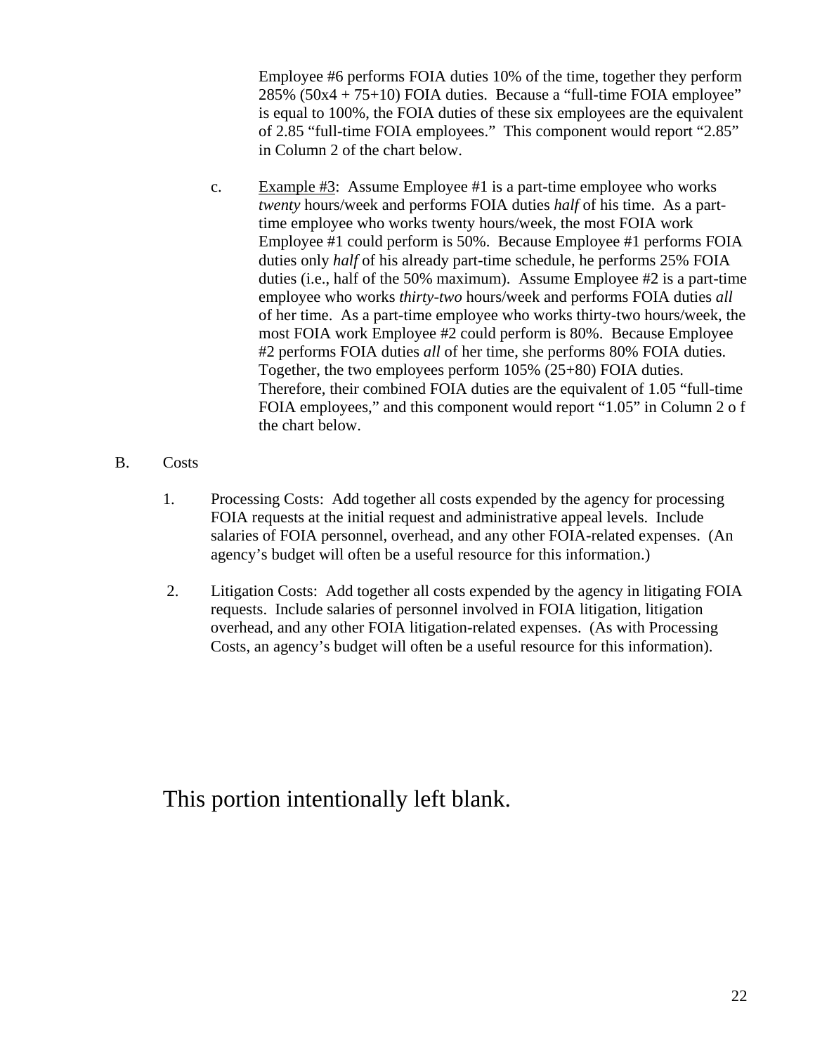Employee #6 performs FOIA duties 10% of the time, together they perform 285% (50x4 + 75+10) FOIA duties. Because a "full-time FOIA employee" is equal to 100%, the FOIA duties of these six employees are the equivalent of 2.85 "full-time FOIA employees." This component would report "2.85" in Column 2 of the chart below.

c. <u>Example #3</u>: Assume Employee #1 is a part-time employee who works *twenty* hours/week and performs FOIA duties *half* of his time. As a part-time employee who works twenty hours/week, the most FOIA work Employee #1 could perform is 50%. Because Employee #1 performs FOIA duties only *half* of his already part-time schedule, he performs 25% FOIA duties (i.e., half of the 50% maximum). Assume Employee #2 is a part-time employee who works *thirty-two* hours/week and performs FOIA duties *all* of her time. As a part-time employee who works thirty-two hours/week, the most FOIA work Employee #2 could perform is 80%. Because Employee #2 performs FOIA duties *all* of her time, she performs 80% FOIA duties. Together, the two employees perform 105% (25+80) FOIA duties. Therefore, their combined FOIA duties are the equivalent of 1.05 "full-time FOIA employees," and this component would report "1.05" in Column 2 o f the chart below.

B. Costs

1. Processing Costs: Add together all costs expended by the agency for processing FOIA requests at the initial request and administrative appeal levels. Include salaries of FOIA personnel, overhead, and any other FOIA-related expenses. (An agency's budget will often be a useful resource for this information.)

2. Litigation Costs: Add together all costs expended by the agency in litigating FOIA requests. Include salaries of personnel involved in FOIA litigation, litigation overhead, and any other FOIA litigation-related expenses. (As with Processing Costs, an agency's budget will often be a useful resource for this information).

This portion intentionally left blank.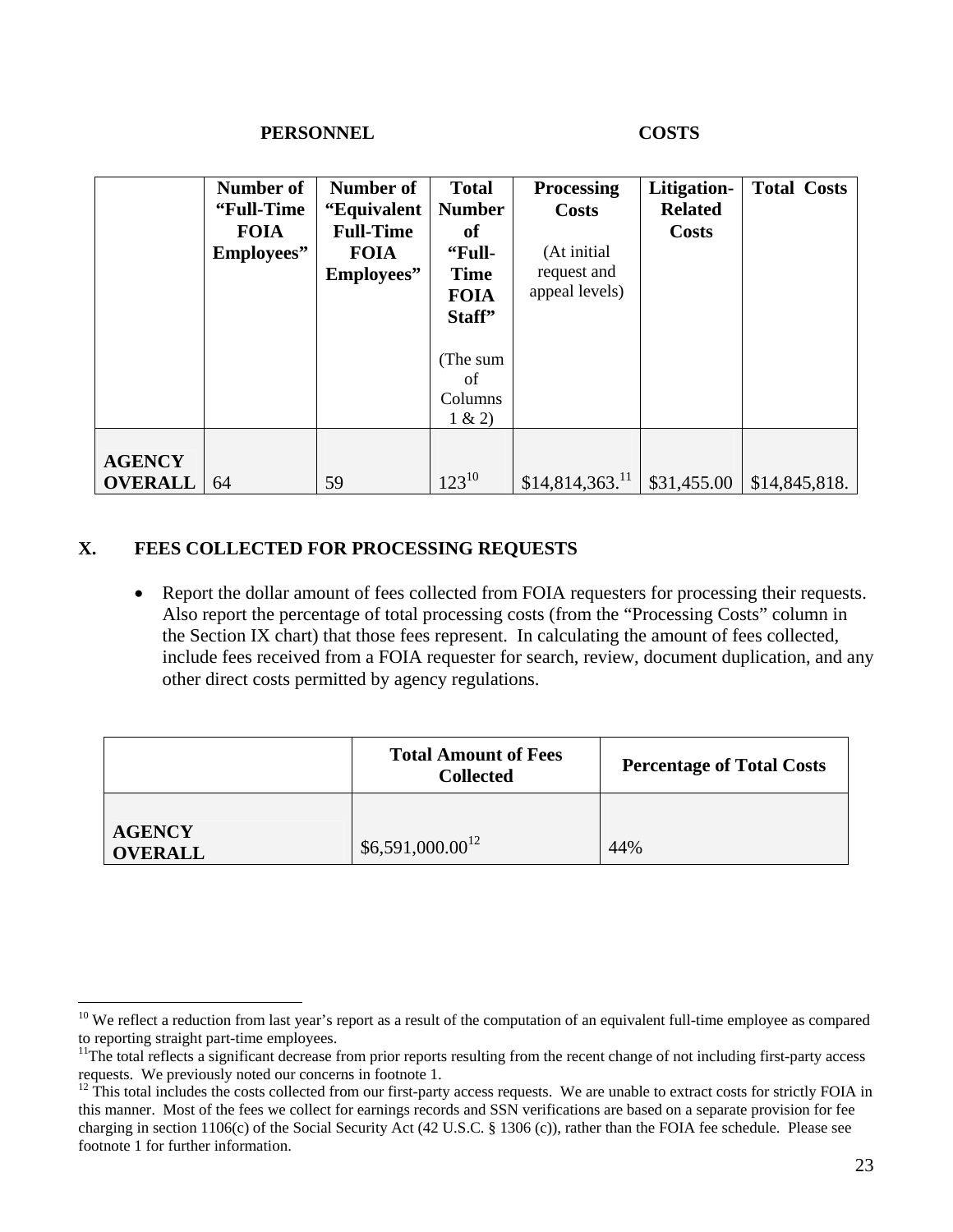| | PERSONNEL | | | COSTS | | |
|---|---|---|---|---|---|---|
| | **Number of "Full-Time FOIA Employees"** | **Number of "Equivalent Full-Time FOIA Employees"** | **Total Number of "Full-Time FOIA Staff"** (The sum of Columns 1 & 2) | **Processing Costs** (At initial request and appeal levels) | **Litigation-Related Costs** | **Total Costs** |
| **AGENCY OVERALL** | 64 | 59 | 123[10] | $14,814,363.[11] | $31,455.00 | $14,845,818. |

## X. FEES COLLECTED FOR PROCESSING REQUESTS

- Report the dollar amount of fees collected from FOIA requesters for processing their requests. Also report the percentage of total processing costs (from the "Processing Costs" column in the Section IX chart) that those fees represent. In calculating the amount of fees collected, include fees received from a FOIA requester for search, review, document duplication, and any other direct costs permitted by agency regulations.

| | **Total Amount of Fees Collected** | **Percentage of Total Costs** |
|---|---|---|
| **AGENCY OVERALL** | $6,591,000.00[12] | 44% |

---

[10] We reflect a reduction from last year's report as a result of the computation of an equivalent full-time employee as compared to reporting straight part-time employees.

[11] The total reflects a significant decrease from prior reports resulting from the recent change of not including first-party access requests. We previously noted our concerns in footnote 1.

[12] This total includes the costs collected from our first-party access requests. We are unable to extract costs for strictly FOIA in this manner. Most of the fees we collect for earnings records and SSN verifications are based on a separate provision for fee charging in section 1106(c) of the Social Security Act (42 U.S.C. § 1306 (c)), rather than the FOIA fee schedule. Please see footnote 1 for further information.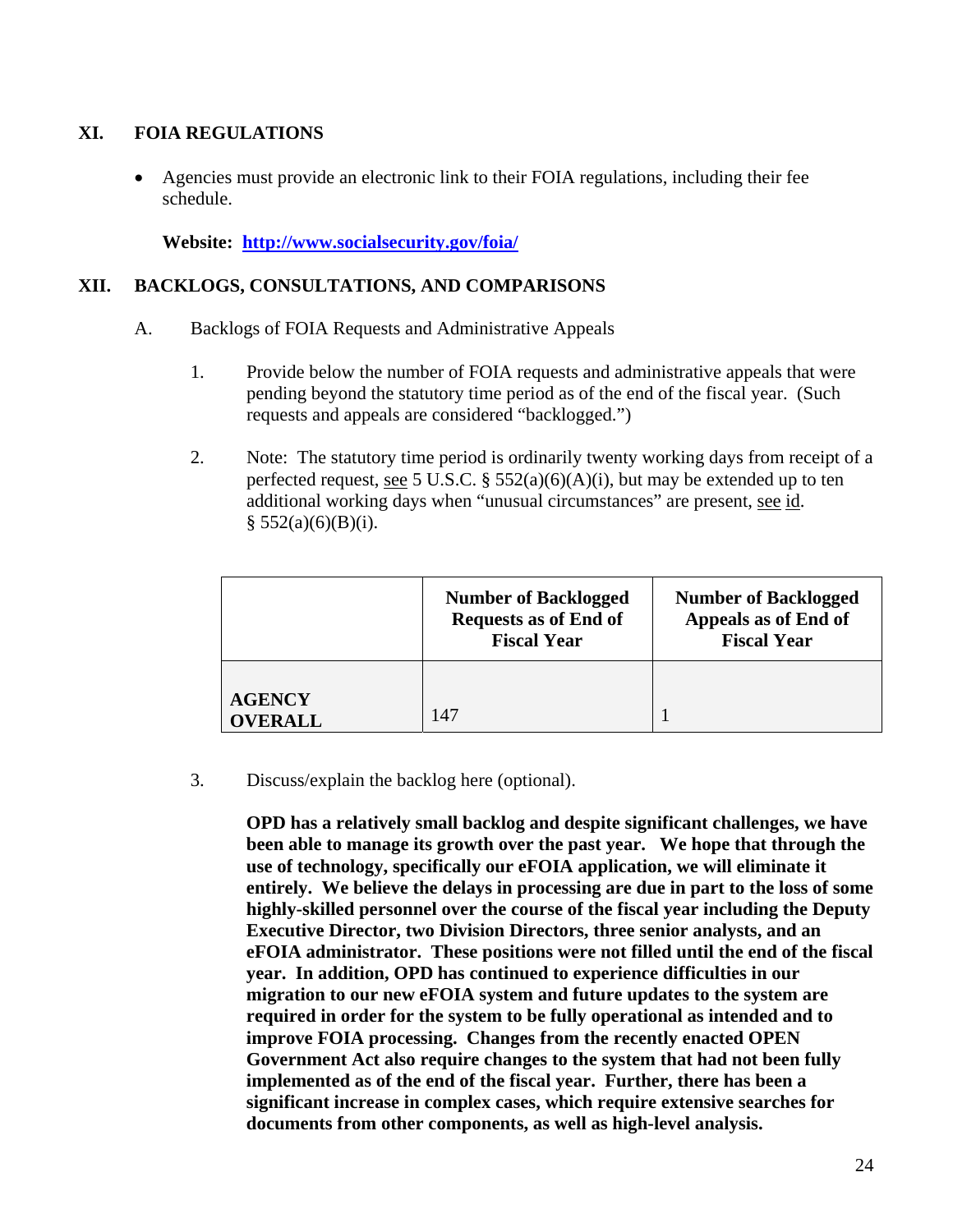## XI. FOIA REGULATIONS

- Agencies must provide an electronic link to their FOIA regulations, including their fee schedule.

**Website: [http://www.socialsecurity.gov/foia/](http://www.socialsecurity.gov/foia/)**

## XII. BACKLOGS, CONSULTATIONS, AND COMPARISONS

A. Backlogs of FOIA Requests and Administrative Appeals

1. Provide below the number of FOIA requests and administrative appeals that were pending beyond the statutory time period as of the end of the fiscal year. (Such requests and appeals are considered "backlogged.")

2. Note: The statutory time period is ordinarily twenty working days from receipt of a perfected request, see 5 U.S.C. § 552(a)(6)(A)(i), but may be extended up to ten additional working days when "unusual circumstances" are present, see id. § 552(a)(6)(B)(i).

| | Number of Backlogged Requests as of End of Fiscal Year | Number of Backlogged Appeals as of End of Fiscal Year |
|---|---|---|
| **AGENCY OVERALL** | 147 | 1 |

3. Discuss/explain the backlog here (optional).

**OPD has a relatively small backlog and despite significant challenges, we have been able to manage its growth over the past year. We hope that through the use of technology, specifically our eFOIA application, we will eliminate it entirely. We believe the delays in processing are due in part to the loss of some highly-skilled personnel over the course of the fiscal year including the Deputy Executive Director, two Division Directors, three senior analysts, and an eFOIA administrator. These positions were not filled until the end of the fiscal year. In addition, OPD has continued to experience difficulties in our migration to our new eFOIA system and future updates to the system are required in order for the system to be fully operational as intended and to improve FOIA processing. Changes from the recently enacted OPEN Government Act also require changes to the system that had not been fully implemented as of the end of the fiscal year. Further, there has been a significant increase in complex cases, which require extensive searches for documents from other components, as well as high-level analysis.**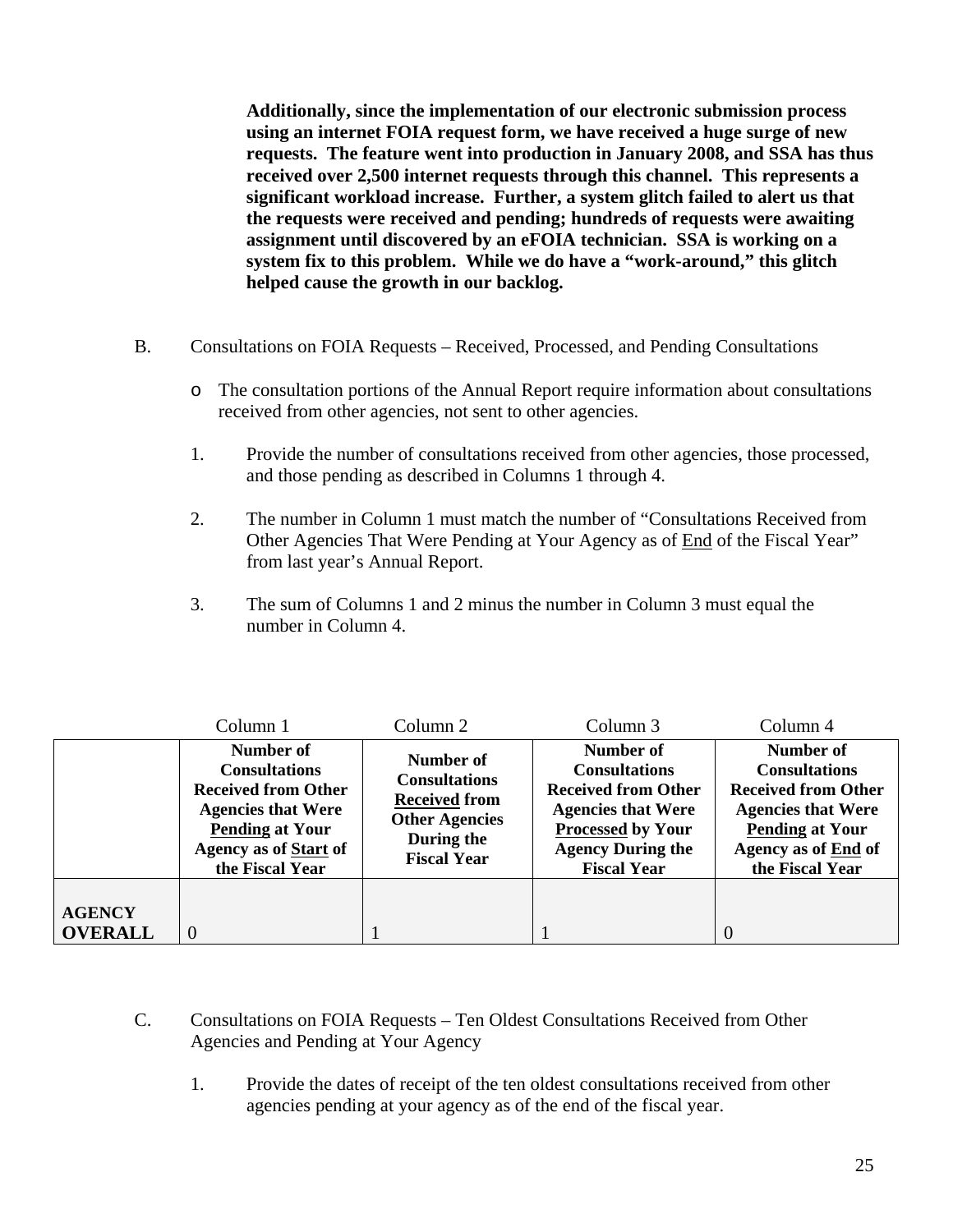**Additionally, since the implementation of our electronic submission process using an internet FOIA request form, we have received a huge surge of new requests. The feature went into production in January 2008, and SSA has thus received over 2,500 internet requests through this channel. This represents a significant workload increase. Further, a system glitch failed to alert us that the requests were received and pending; hundreds of requests were awaiting assignment until discovered by an eFOIA technician. SSA is working on a system fix to this problem. While we do have a "work-around," this glitch helped cause the growth in our backlog.**

B. Consultations on FOIA Requests – Received, Processed, and Pending Consultations

- The consultation portions of the Annual Report require information about consultations received from other agencies, not sent to other agencies.

1. Provide the number of consultations received from other agencies, those processed, and those pending as described in Columns 1 through 4.

2. The number in Column 1 must match the number of "Consultations Received from Other Agencies That Were Pending at Your Agency as of <u>End</u> of the Fiscal Year" from last year's Annual Report.

3. The sum of Columns 1 and 2 minus the number in Column 3 must equal the number in Column 4.

| | Column 1 | Column 2 | Column 3 | Column 4 |
|---|---|---|---|---|
| | **Number of Consultations Received from Other Agencies that Were <u>Pending</u> at Your Agency as of <u>Start</u> of the Fiscal Year** | **Number of Consultations <u>Received</u> from Other Agencies During the Fiscal Year** | **Number of Consultations Received from Other Agencies that Were <u>Processed</u> by Your Agency During the Fiscal Year** | **Number of Consultations Received from Other Agencies that Were <u>Pending</u> at Your Agency as of <u>End</u> of the Fiscal Year** |
| **AGENCY OVERALL** | 0 | 1 | 1 | 0 |

C. Consultations on FOIA Requests – Ten Oldest Consultations Received from Other Agencies and Pending at Your Agency

1. Provide the dates of receipt of the ten oldest consultations received from other agencies pending at your agency as of the end of the fiscal year.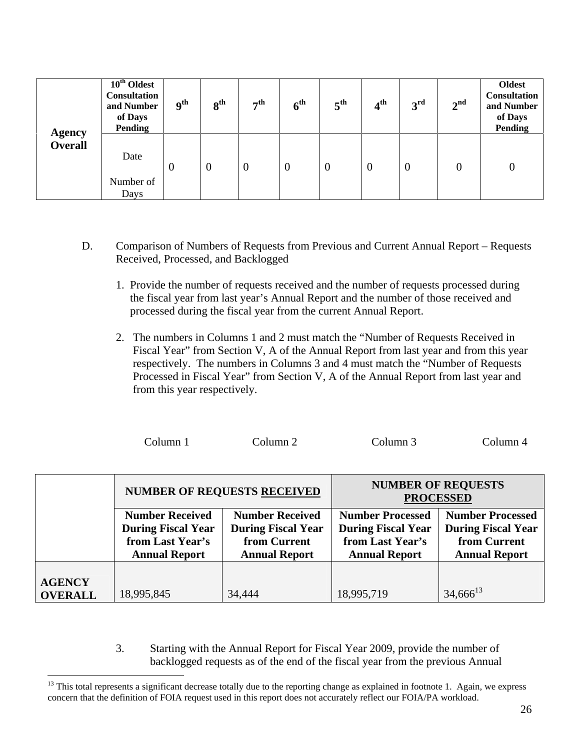| Agency Overall | 10th Oldest Consultation and Number of Days Pending | 9th | 8th | 7th | 6th | 5th | 4th | 3rd | 2nd | Oldest Consultation and Number of Days Pending |
|---|---|---|---|---|---|---|---|---|---|---|
| | Date<br><br>Number of Days | 0 | 0 | 0 | 0 | 0 | 0 | 0 | 0 | 0 |

D. Comparison of Numbers of Requests from Previous and Current Annual Report – Requests Received, Processed, and Backlogged

1. Provide the number of requests received and the number of requests processed during the fiscal year from last year's Annual Report and the number of those received and processed during the fiscal year from the current Annual Report.

2. The numbers in Columns 1 and 2 must match the "Number of Requests Received in Fiscal Year" from Section V, A of the Annual Report from last year and from this year respectively. The numbers in Columns 3 and 4 must match the "Number of Requests Processed in Fiscal Year" from Section V, A of the Annual Report from last year and from this year respectively.

| | Column 1 | Column 2 | Column 3 | Column 4 |
|---|---|---|---|---|
| | **NUMBER OF REQUESTS RECEIVED** | | **NUMBER OF REQUESTS PROCESSED** | |
| | **Number Received During Fiscal Year from Last Year's Annual Report** | **Number Received During Fiscal Year from Current Annual Report** | **Number Processed During Fiscal Year from Last Year's Annual Report** | **Number Processed During Fiscal Year from Current Annual Report** |
| **AGENCY OVERALL** | 18,995,845 | 34,444 | 18,995,719 | 34,666[13] |

3. Starting with the Annual Report for Fiscal Year 2009, provide the number of backlogged requests as of the end of the fiscal year from the previous Annual

[13] This total represents a significant decrease totally due to the reporting change as explained in footnote 1. Again, we express concern that the definition of FOIA request used in this report does not accurately reflect our FOIA/PA workload.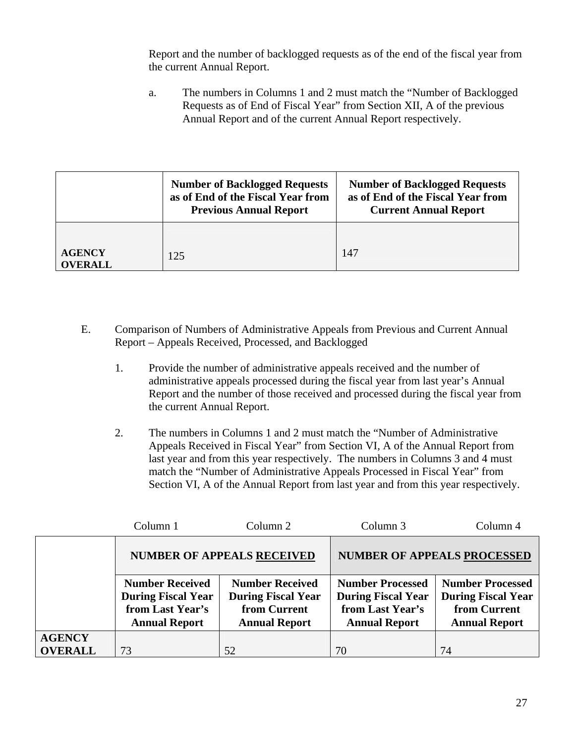Report and the number of backlogged requests as of the end of the fiscal year from the current Annual Report.

a. The numbers in Columns 1 and 2 must match the "Number of Backlogged Requests as of End of Fiscal Year" from Section XII, A of the previous Annual Report and of the current Annual Report respectively.

| | Number of Backlogged Requests as of End of the Fiscal Year from Previous Annual Report | Number of Backlogged Requests as of End of the Fiscal Year from Current Annual Report |
|---|---|---|
| **AGENCY OVERALL** | 125 | 147 |

E. Comparison of Numbers of Administrative Appeals from Previous and Current Annual Report – Appeals Received, Processed, and Backlogged

1. Provide the number of administrative appeals received and the number of administrative appeals processed during the fiscal year from last year's Annual Report and the number of those received and processed during the fiscal year from the current Annual Report.

2. The numbers in Columns 1 and 2 must match the "Number of Administrative Appeals Received in Fiscal Year" from Section VI, A of the Annual Report from last year and from this year respectively. The numbers in Columns 3 and 4 must match the "Number of Administrative Appeals Processed in Fiscal Year" from Section VI, A of the Annual Report from last year and from this year respectively.

| | Column 1 | Column 2 | Column 3 | Column 4 |
|---|---|---|---|---|
| | **NUMBER OF APPEALS RECEIVED** | | **NUMBER OF APPEALS PROCESSED** | |
| | **Number Received During Fiscal Year from Last Year's Annual Report** | **Number Received During Fiscal Year from Current Annual Report** | **Number Processed During Fiscal Year from Last Year's Annual Report** | **Number Processed During Fiscal Year from Current Annual Report** |
| **AGENCY OVERALL** | 73 | 52 | 70 | 74 |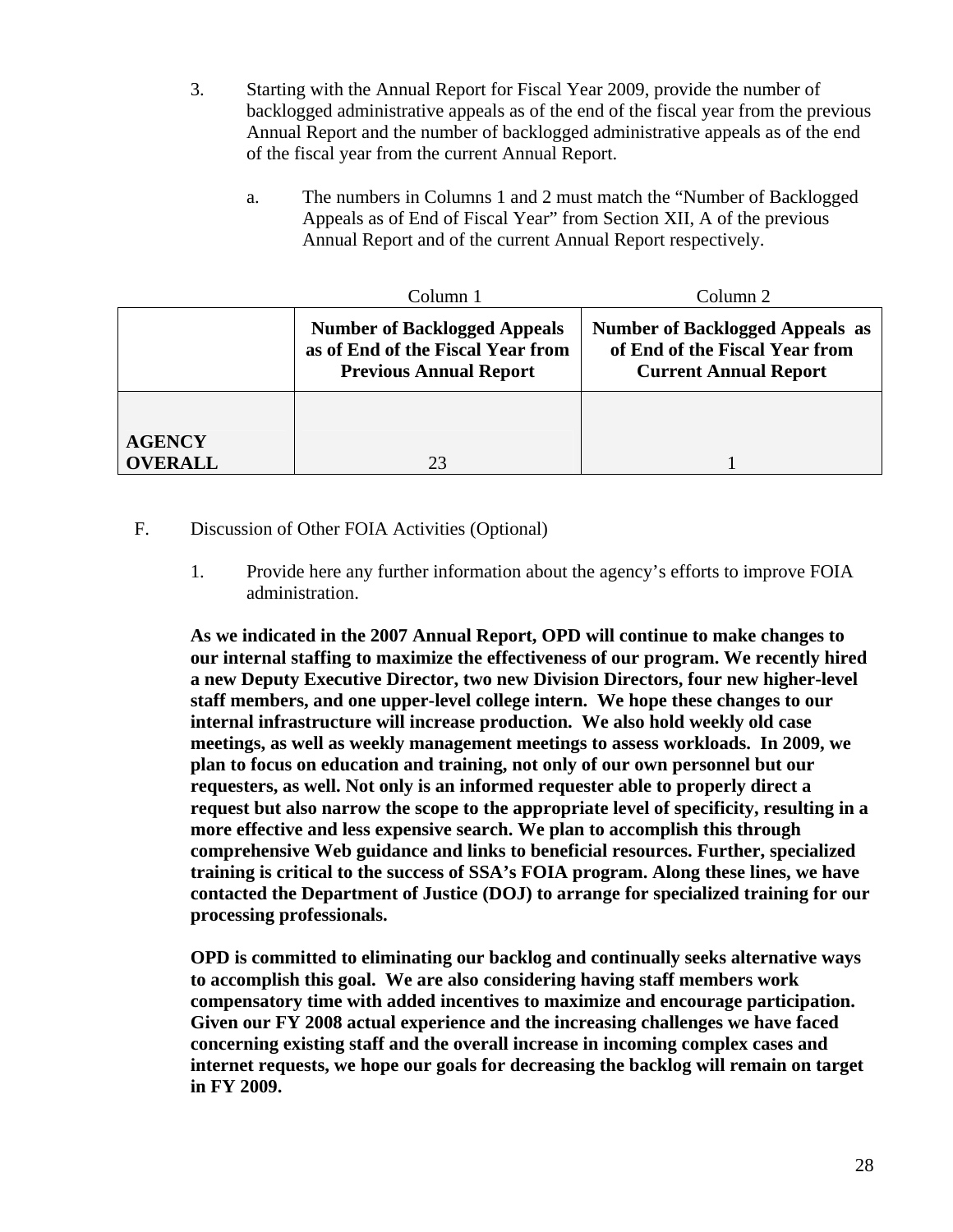3. Starting with the Annual Report for Fiscal Year 2009, provide the number of backlogged administrative appeals as of the end of the fiscal year from the previous Annual Report and the number of backlogged administrative appeals as of the end of the fiscal year from the current Annual Report.

   a. The numbers in Columns 1 and 2 must match the "Number of Backlogged Appeals as of End of Fiscal Year" from Section XII, A of the previous Annual Report and of the current Annual Report respectively.

| | Column 1 | Column 2 |
|---|---|---|
| | **Number of Backlogged Appeals as of End of the Fiscal Year from Previous Annual Report** | **Number of Backlogged Appeals as of End of the Fiscal Year from Current Annual Report** |
| **AGENCY OVERALL** | 23 | 1 |

F. Discussion of Other FOIA Activities (Optional)

1. Provide here any further information about the agency's efforts to improve FOIA administration.

**As we indicated in the 2007 Annual Report, OPD will continue to make changes to our internal staffing to maximize the effectiveness of our program. We recently hired a new Deputy Executive Director, two new Division Directors, four new higher-level staff members, and one upper-level college intern. We hope these changes to our internal infrastructure will increase production. We also hold weekly old case meetings, as well as weekly management meetings to assess workloads. In 2009, we plan to focus on education and training, not only of our own personnel but our requesters, as well. Not only is an informed requester able to properly direct a request but also narrow the scope to the appropriate level of specificity, resulting in a more effective and less expensive search. We plan to accomplish this through comprehensive Web guidance and links to beneficial resources. Further, specialized training is critical to the success of SSA's FOIA program. Along these lines, we have contacted the Department of Justice (DOJ) to arrange for specialized training for our processing professionals.**

**OPD is committed to eliminating our backlog and continually seeks alternative ways to accomplish this goal. We are also considering having staff members work compensatory time with added incentives to maximize and encourage participation. Given our FY 2008 actual experience and the increasing challenges we have faced concerning existing staff and the overall increase in incoming complex cases and internet requests, we hope our goals for decreasing the backlog will remain on target in FY 2009.**